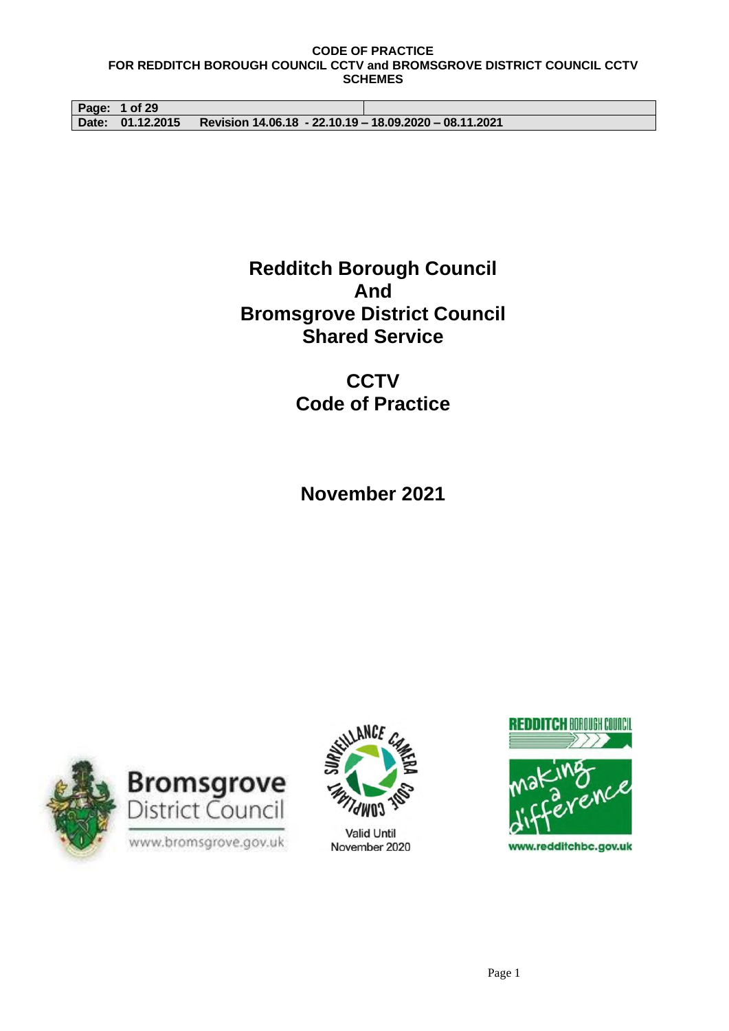**CODE OF PRACTICE**
**FOR REDDITCH BOROUGH COUNCIL CCTV and BROMSGROVE DISTRICT COUNCIL CCTV SCHEMES**

| Page: 1 of 29 | |
|---|---|
| Date: 01.12.2015 | Revision 14.06.18 - 22.10.19 – 18.09.2020 – 08.11.2021 |

# Redditch Borough Council And Bromsgrove District Council Shared Service

# CCTV Code of Practice

## November 2021

Bromsgrove District Council
www.bromsgrove.gov.uk

Surveillance Camera Code Compliant
Valid Until November 2020

REDDITCH BOROUGH COUNCIL
making a difference
www.redditchbc.gov.uk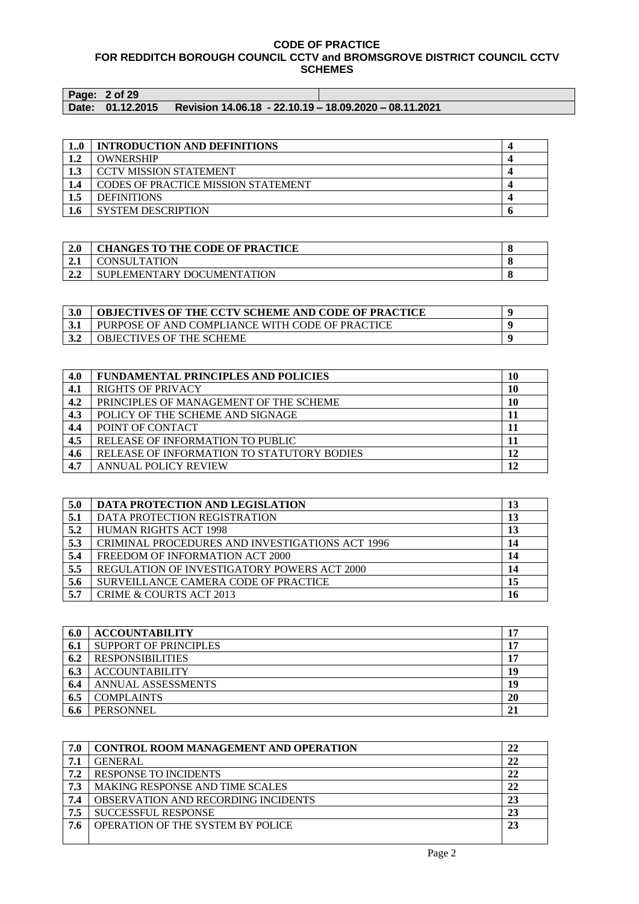| | | |
|---|---|---|
| **1..0** | **INTRODUCTION AND DEFINITIONS** | **4** |
| **1.2** | OWNERSHIP | **4** |
| **1.3** | CCTV MISSION STATEMENT | **4** |
| **1.4** | CODES OF PRACTICE MISSION STATEMENT | **4** |
| **1.5** | DEFINITIONS | **4** |
| **1.6** | SYSTEM DESCRIPTION | **6** |

| | | |
|---|---|---|
| **2.0** | **CHANGES TO THE CODE OF PRACTICE** | **8** |
| **2.1** | CONSULTATION | **8** |
| **2.2** | SUPLEMENTARY DOCUMENTATION | **8** |

| | | |
|---|---|---|
| **3.0** | **OBJECTIVES OF THE CCTV SCHEME AND CODE OF PRACTICE** | **9** |
| **3.1** | PURPOSE OF AND COMPLIANCE WITH CODE OF PRACTICE | **9** |
| **3.2** | OBJECTIVES OF THE SCHEME | **9** |

| | | |
|---|---|---|
| **4.0** | **FUNDAMENTAL PRINCIPLES AND POLICIES** | **10** |
| **4.1** | RIGHTS OF PRIVACY | **10** |
| **4.2** | PRINCIPLES OF MANAGEMENT OF THE SCHEME | **10** |
| **4.3** | POLICY OF THE SCHEME AND SIGNAGE | **11** |
| **4.4** | POINT OF CONTACT | **11** |
| **4.5** | RELEASE OF INFORMATION TO PUBLIC | **11** |
| **4.6** | RELEASE OF INFORMATION TO STATUTORY BODIES | **12** |
| **4.7** | ANNUAL POLICY REVIEW | **12** |

| | | |
|---|---|---|
| **5.0** | **DATA PROTECTION AND LEGISLATION** | **13** |
| **5.1** | DATA PROTECTION REGISTRATION | **13** |
| **5.2** | HUMAN RIGHTS ACT 1998 | **13** |
| **5.3** | CRIMINAL PROCEDURES AND INVESTIGATIONS ACT 1996 | **14** |
| **5.4** | FREEDOM OF INFORMATION ACT 2000 | **14** |
| **5.5** | REGULATION OF INVESTIGATORY POWERS ACT 2000 | **14** |
| **5.6** | SURVEILLANCE CAMERA CODE OF PRACTICE | **15** |
| **5.7** | CRIME & COURTS ACT 2013 | **16** |

| | | |
|---|---|---|
| **6.0** | **ACCOUNTABILITY** | **17** |
| **6.1** | SUPPORT OF PRINCIPLES | **17** |
| **6.2** | RESPONSIBILITIES | **17** |
| **6.3** | ACCOUNTABILITY | **19** |
| **6.4** | ANNUAL ASSESSMENTS | **19** |
| **6.5** | COMPLAINTS | **20** |
| **6.6** | PERSONNEL | **21** |

| | | |
|---|---|---|
| **7.0** | **CONTROL ROOM MANAGEMENT AND OPERATION** | **22** |
| **7.1** | GENERAL | **22** |
| **7.2** | RESPONSE TO INCIDENTS | **22** |
| **7.3** | MAKING RESPONSE AND TIME SCALES | **22** |
| **7.4** | OBSERVATION AND RECORDING INCIDENTS | **23** |
| **7.5** | SUCCESSFUL RESPONSE | **23** |
| **7.6** | OPERATION OF THE SYSTEM BY POLICE | **23** |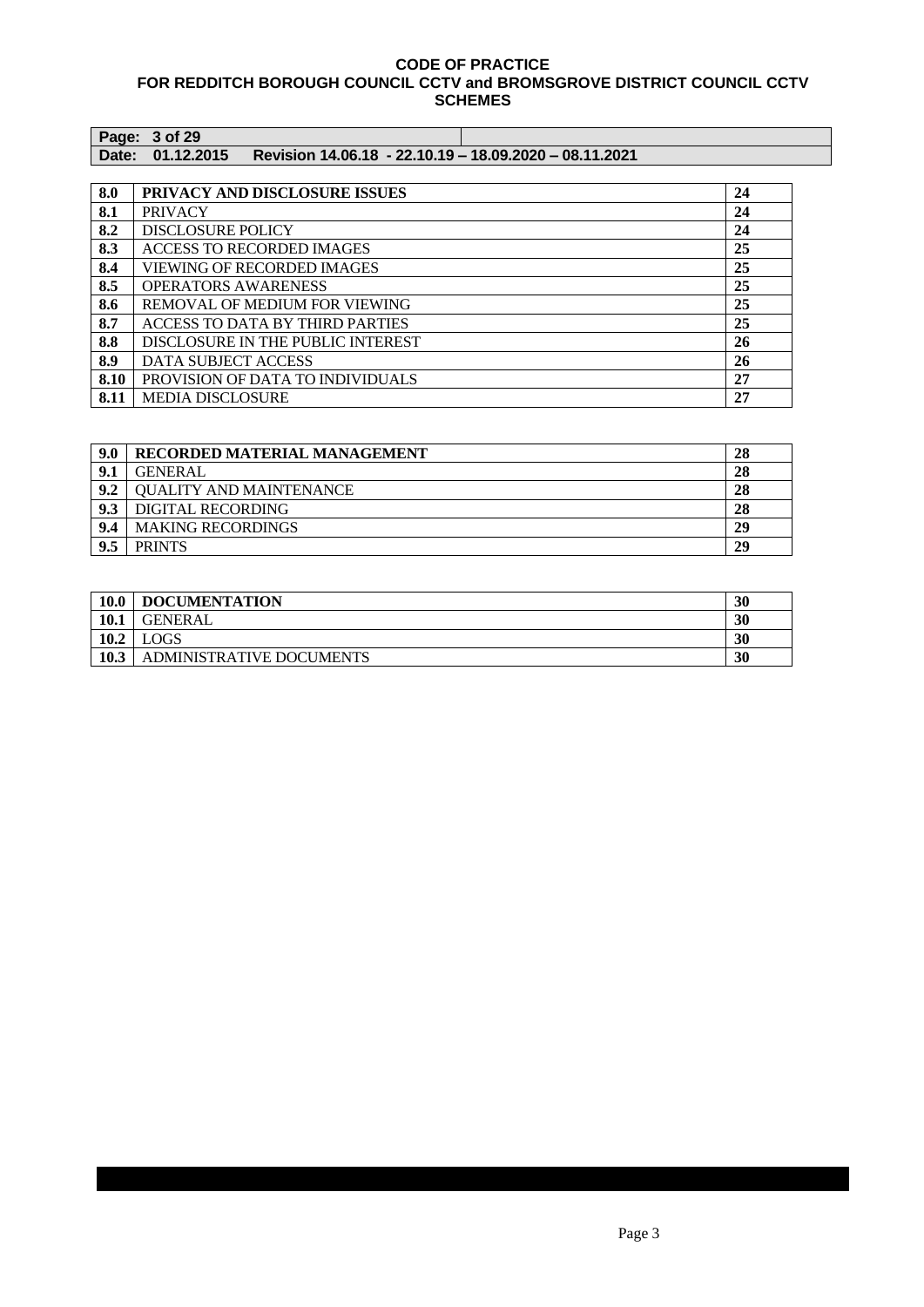| | | |
|---|---|---|
| **8.0** | **PRIVACY AND DISCLOSURE ISSUES** | **24** |
| **8.1** | PRIVACY | **24** |
| **8.2** | DISCLOSURE POLICY | **24** |
| **8.3** | ACCESS TO RECORDED IMAGES | **25** |
| **8.4** | VIEWING OF RECORDED IMAGES | **25** |
| **8.5** | OPERATORS AWARENESS | **25** |
| **8.6** | REMOVAL OF MEDIUM FOR VIEWING | **25** |
| **8.7** | ACCESS TO DATA BY THIRD PARTIES | **25** |
| **8.8** | DISCLOSURE IN THE PUBLIC INTEREST | **26** |
| **8.9** | DATA SUBJECT ACCESS | **26** |
| **8.10** | PROVISION OF DATA TO INDIVIDUALS | **27** |
| **8.11** | MEDIA DISCLOSURE | **27** |

| | | |
|---|---|---|
| **9.0** | **RECORDED MATERIAL MANAGEMENT** | **28** |
| **9.1** | GENERAL | **28** |
| **9.2** | QUALITY AND MAINTENANCE | **28** |
| **9.3** | DIGITAL RECORDING | **28** |
| **9.4** | MAKING RECORDINGS | **29** |
| **9.5** | PRINTS | **29** |

| | | |
|---|---|---|
| **10.0** | **DOCUMENTATION** | **30** |
| **10.1** | GENERAL | **30** |
| **10.2** | LOGS | **30** |
| **10.3** | ADMINISTRATIVE DOCUMENTS | **30** |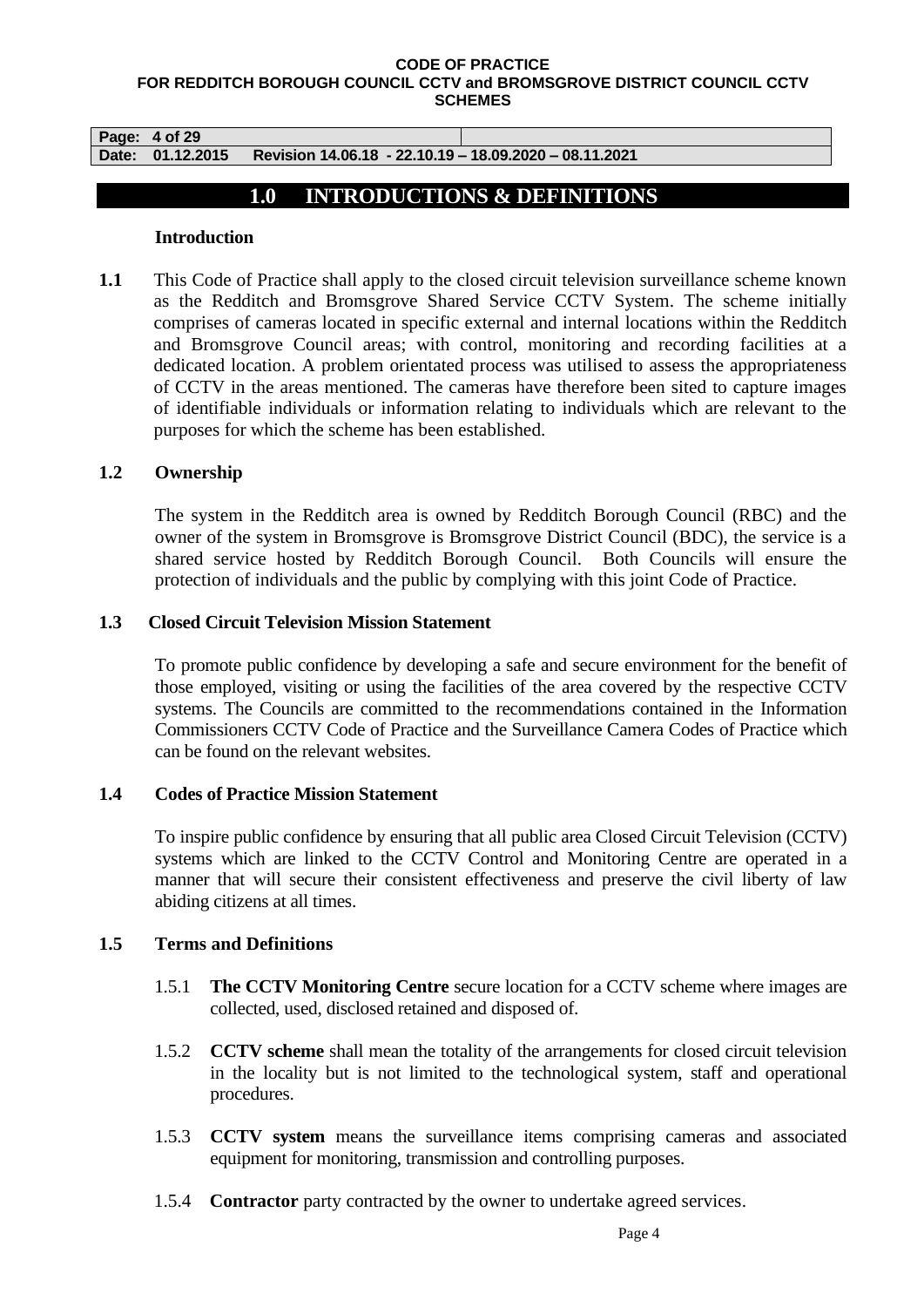# 1.0 INTRODUCTIONS & DEFINITIONS

**Introduction**

**1.1** This Code of Practice shall apply to the closed circuit television surveillance scheme known as the Redditch and Bromsgrove Shared Service CCTV System. The scheme initially comprises of cameras located in specific external and internal locations within the Redditch and Bromsgrove Council areas; with control, monitoring and recording facilities at a dedicated location. A problem orientated process was utilised to assess the appropriateness of CCTV in the areas mentioned. The cameras have therefore been sited to capture images of identifiable individuals or information relating to individuals which are relevant to the purposes for which the scheme has been established.

**1.2 Ownership**

The system in the Redditch area is owned by Redditch Borough Council (RBC) and the owner of the system in Bromsgrove is Bromsgrove District Council (BDC), the service is a shared service hosted by Redditch Borough Council. Both Councils will ensure the protection of individuals and the public by complying with this joint Code of Practice.

**1.3 Closed Circuit Television Mission Statement**

To promote public confidence by developing a safe and secure environment for the benefit of those employed, visiting or using the facilities of the area covered by the respective CCTV systems. The Councils are committed to the recommendations contained in the Information Commissioners CCTV Code of Practice and the Surveillance Camera Codes of Practice which can be found on the relevant websites.

**1.4 Codes of Practice Mission Statement**

To inspire public confidence by ensuring that all public area Closed Circuit Television (CCTV) systems which are linked to the CCTV Control and Monitoring Centre are operated in a manner that will secure their consistent effectiveness and preserve the civil liberty of law abiding citizens at all times.

**1.5 Terms and Definitions**

1.5.1 **The CCTV Monitoring Centre** secure location for a CCTV scheme where images are collected, used, disclosed retained and disposed of.

1.5.2 **CCTV scheme** shall mean the totality of the arrangements for closed circuit television in the locality but is not limited to the technological system, staff and operational procedures.

1.5.3 **CCTV system** means the surveillance items comprising cameras and associated equipment for monitoring, transmission and controlling purposes.

1.5.4 **Contractor** party contracted by the owner to undertake agreed services.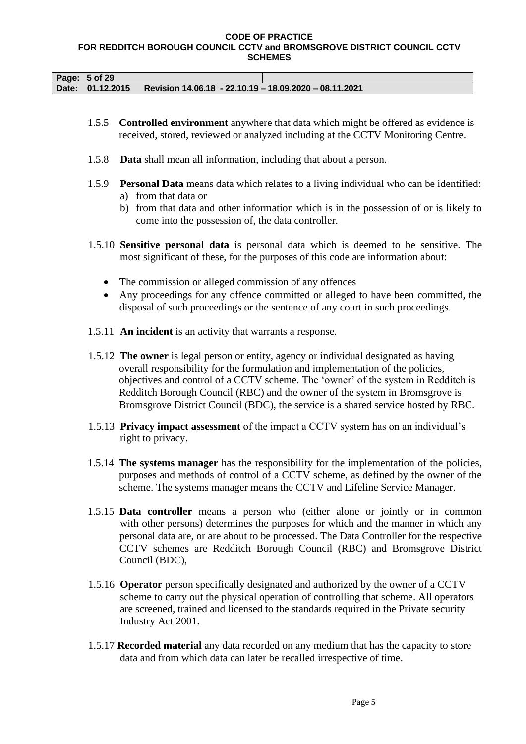1.5.5 **Controlled environment** anywhere that data which might be offered as evidence is received, stored, reviewed or analyzed including at the CCTV Monitoring Centre.

1.5.8 **Data** shall mean all information, including that about a person.

1.5.9 **Personal Data** means data which relates to a living individual who can be identified:

a) from that data or
b) from that data and other information which is in the possession of or is likely to come into the possession of, the data controller.

1.5.10 **Sensitive personal data** is personal data which is deemed to be sensitive. The most significant of these, for the purposes of this code are information about:

- The commission or alleged commission of any offences
- Any proceedings for any offence committed or alleged to have been committed, the disposal of such proceedings or the sentence of any court in such proceedings.

1.5.11 **An incident** is an activity that warrants a response.

1.5.12 **The owner** is legal person or entity, agency or individual designated as having overall responsibility for the formulation and implementation of the policies, objectives and control of a CCTV scheme. The 'owner' of the system in Redditch is Redditch Borough Council (RBC) and the owner of the system in Bromsgrove is Bromsgrove District Council (BDC), the service is a shared service hosted by RBC.

1.5.13 **Privacy impact assessment** of the impact a CCTV system has on an individual's right to privacy.

1.5.14 **The systems manager** has the responsibility for the implementation of the policies, purposes and methods of control of a CCTV scheme, as defined by the owner of the scheme. The systems manager means the CCTV and Lifeline Service Manager.

1.5.15 **Data controller** means a person who (either alone or jointly or in common with other persons) determines the purposes for which and the manner in which any personal data are, or are about to be processed. The Data Controller for the respective CCTV schemes are Redditch Borough Council (RBC) and Bromsgrove District Council (BDC),

1.5.16 **Operator** person specifically designated and authorized by the owner of a CCTV scheme to carry out the physical operation of controlling that scheme. All operators are screened, trained and licensed to the standards required in the Private security Industry Act 2001.

1.5.17 **Recorded material** any data recorded on any medium that has the capacity to store data and from which data can later be recalled irrespective of time.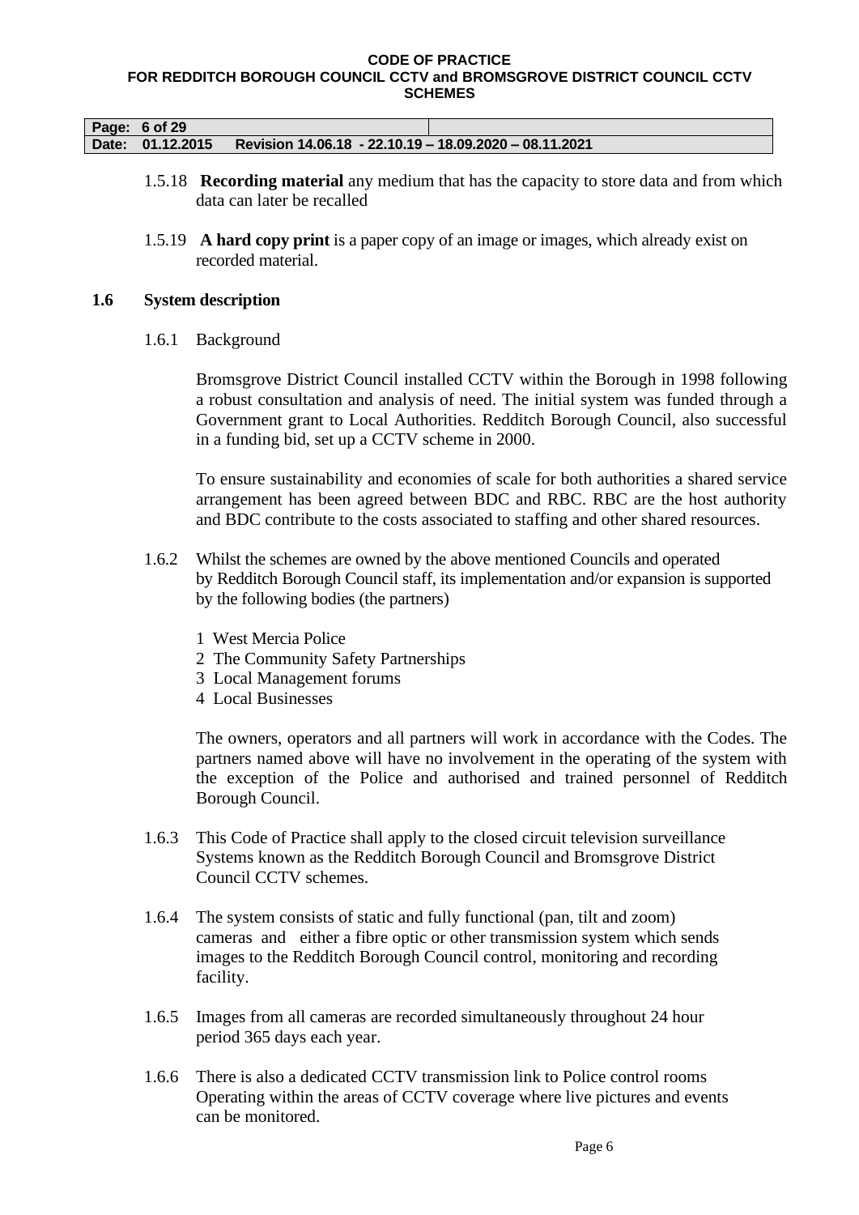1.5.18 **Recording material** any medium that has the capacity to store data and from which data can later be recalled

1.5.19 **A hard copy print** is a paper copy of an image or images, which already exist on recorded material.

## 1.6 System description

1.6.1 Background

Bromsgrove District Council installed CCTV within the Borough in 1998 following a robust consultation and analysis of need. The initial system was funded through a Government grant to Local Authorities. Redditch Borough Council, also successful in a funding bid, set up a CCTV scheme in 2000.

To ensure sustainability and economies of scale for both authorities a shared service arrangement has been agreed between BDC and RBC. RBC are the host authority and BDC contribute to the costs associated to staffing and other shared resources.

1.6.2 Whilst the schemes are owned by the above mentioned Councils and operated by Redditch Borough Council staff, its implementation and/or expansion is supported by the following bodies (the partners)

1 West Mercia Police
2 The Community Safety Partnerships
3 Local Management forums
4 Local Businesses

The owners, operators and all partners will work in accordance with the Codes. The partners named above will have no involvement in the operating of the system with the exception of the Police and authorised and trained personnel of Redditch Borough Council.

1.6.3 This Code of Practice shall apply to the closed circuit television surveillance Systems known as the Redditch Borough Council and Bromsgrove District Council CCTV schemes.

1.6.4 The system consists of static and fully functional (pan, tilt and zoom) cameras and either a fibre optic or other transmission system which sends images to the Redditch Borough Council control, monitoring and recording facility.

1.6.5 Images from all cameras are recorded simultaneously throughout 24 hour period 365 days each year.

1.6.6 There is also a dedicated CCTV transmission link to Police control rooms Operating within the areas of CCTV coverage where live pictures and events can be monitored.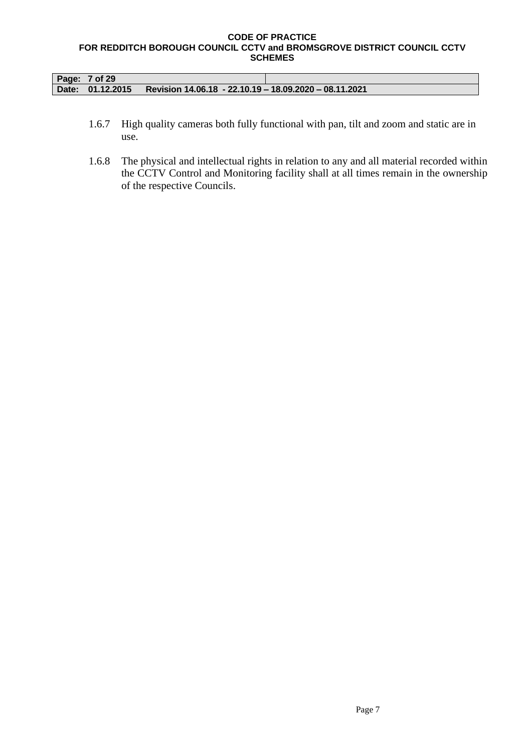1.6.7 High quality cameras both fully functional with pan, tilt and zoom and static are in use.

1.6.8 The physical and intellectual rights in relation to any and all material recorded within the CCTV Control and Monitoring facility shall at all times remain in the ownership of the respective Councils.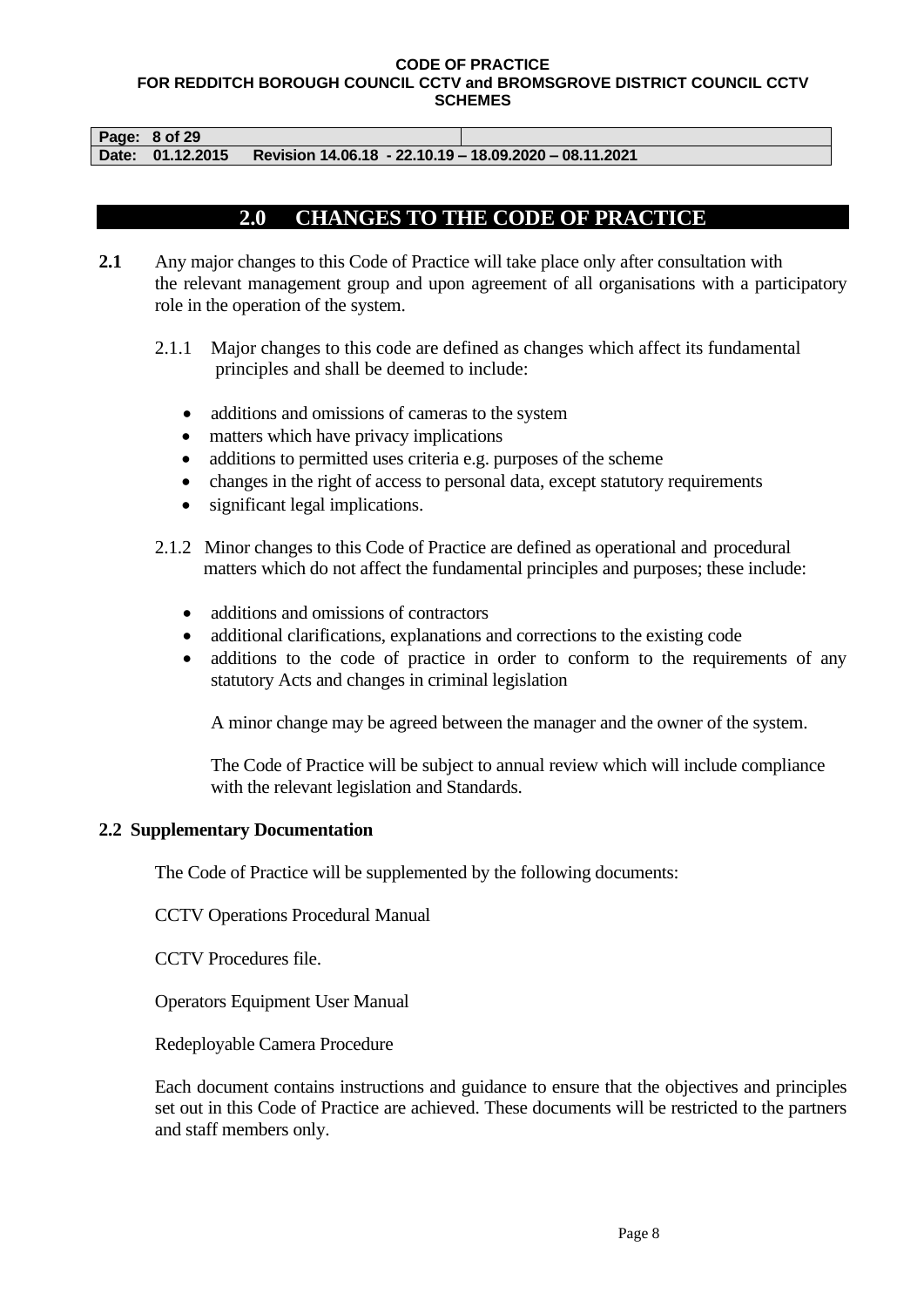## 2.0 CHANGES TO THE CODE OF PRACTICE

**2.1** Any major changes to this Code of Practice will take place only after consultation with the relevant management group and upon agreement of all organisations with a participatory role in the operation of the system.

2.1.1 Major changes to this code are defined as changes which affect its fundamental principles and shall be deemed to include:

- additions and omissions of cameras to the system
- matters which have privacy implications
- additions to permitted uses criteria e.g. purposes of the scheme
- changes in the right of access to personal data, except statutory requirements
- significant legal implications.

2.1.2 Minor changes to this Code of Practice are defined as operational and procedural matters which do not affect the fundamental principles and purposes; these include:

- additions and omissions of contractors
- additional clarifications, explanations and corrections to the existing code
- additions to the code of practice in order to conform to the requirements of any statutory Acts and changes in criminal legislation

A minor change may be agreed between the manager and the owner of the system.

The Code of Practice will be subject to annual review which will include compliance with the relevant legislation and Standards.

**2.2 Supplementary Documentation**

The Code of Practice will be supplemented by the following documents:

CCTV Operations Procedural Manual

CCTV Procedures file.

Operators Equipment User Manual

Redeployable Camera Procedure

Each document contains instructions and guidance to ensure that the objectives and principles set out in this Code of Practice are achieved. These documents will be restricted to the partners and staff members only.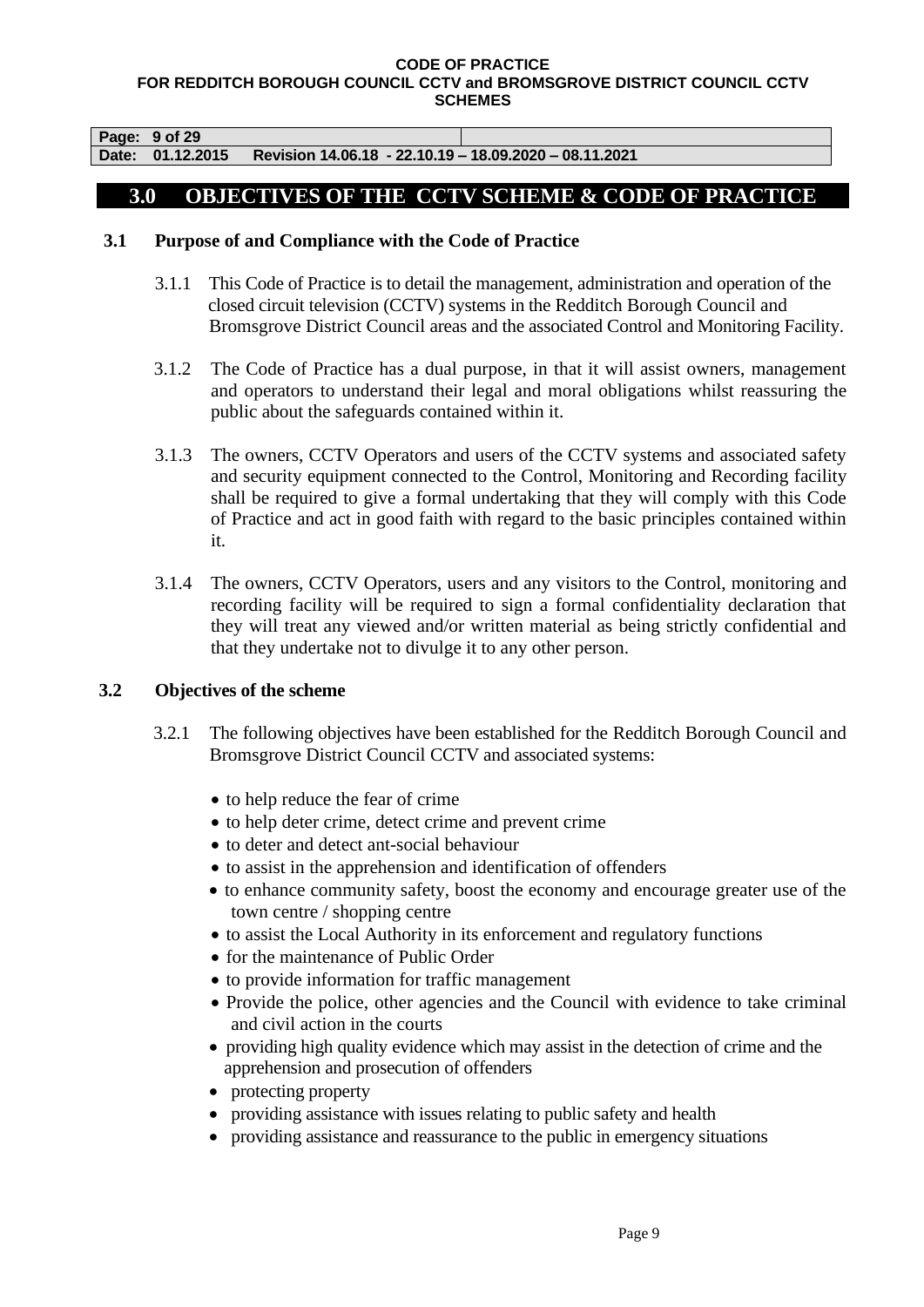# 3.0 OBJECTIVES OF THE CCTV SCHEME & CODE OF PRACTICE

## 3.1 Purpose of and Compliance with the Code of Practice

3.1.1 This Code of Practice is to detail the management, administration and operation of the closed circuit television (CCTV) systems in the Redditch Borough Council and Bromsgrove District Council areas and the associated Control and Monitoring Facility.

3.1.2 The Code of Practice has a dual purpose, in that it will assist owners, management and operators to understand their legal and moral obligations whilst reassuring the public about the safeguards contained within it.

3.1.3 The owners, CCTV Operators and users of the CCTV systems and associated safety and security equipment connected to the Control, Monitoring and Recording facility shall be required to give a formal undertaking that they will comply with this Code of Practice and act in good faith with regard to the basic principles contained within it.

3.1.4 The owners, CCTV Operators, users and any visitors to the Control, monitoring and recording facility will be required to sign a formal confidentiality declaration that they will treat any viewed and/or written material as being strictly confidential and that they undertake not to divulge it to any other person.

## 3.2 Objectives of the scheme

3.2.1 The following objectives have been established for the Redditch Borough Council and Bromsgrove District Council CCTV and associated systems:

- to help reduce the fear of crime
- to help deter crime, detect crime and prevent crime
- to deter and detect ant-social behaviour
- to assist in the apprehension and identification of offenders
- to enhance community safety, boost the economy and encourage greater use of the town centre / shopping centre
- to assist the Local Authority in its enforcement and regulatory functions
- for the maintenance of Public Order
- to provide information for traffic management
- Provide the police, other agencies and the Council with evidence to take criminal and civil action in the courts
- providing high quality evidence which may assist in the detection of crime and the apprehension and prosecution of offenders
- protecting property
- providing assistance with issues relating to public safety and health
- providing assistance and reassurance to the public in emergency situations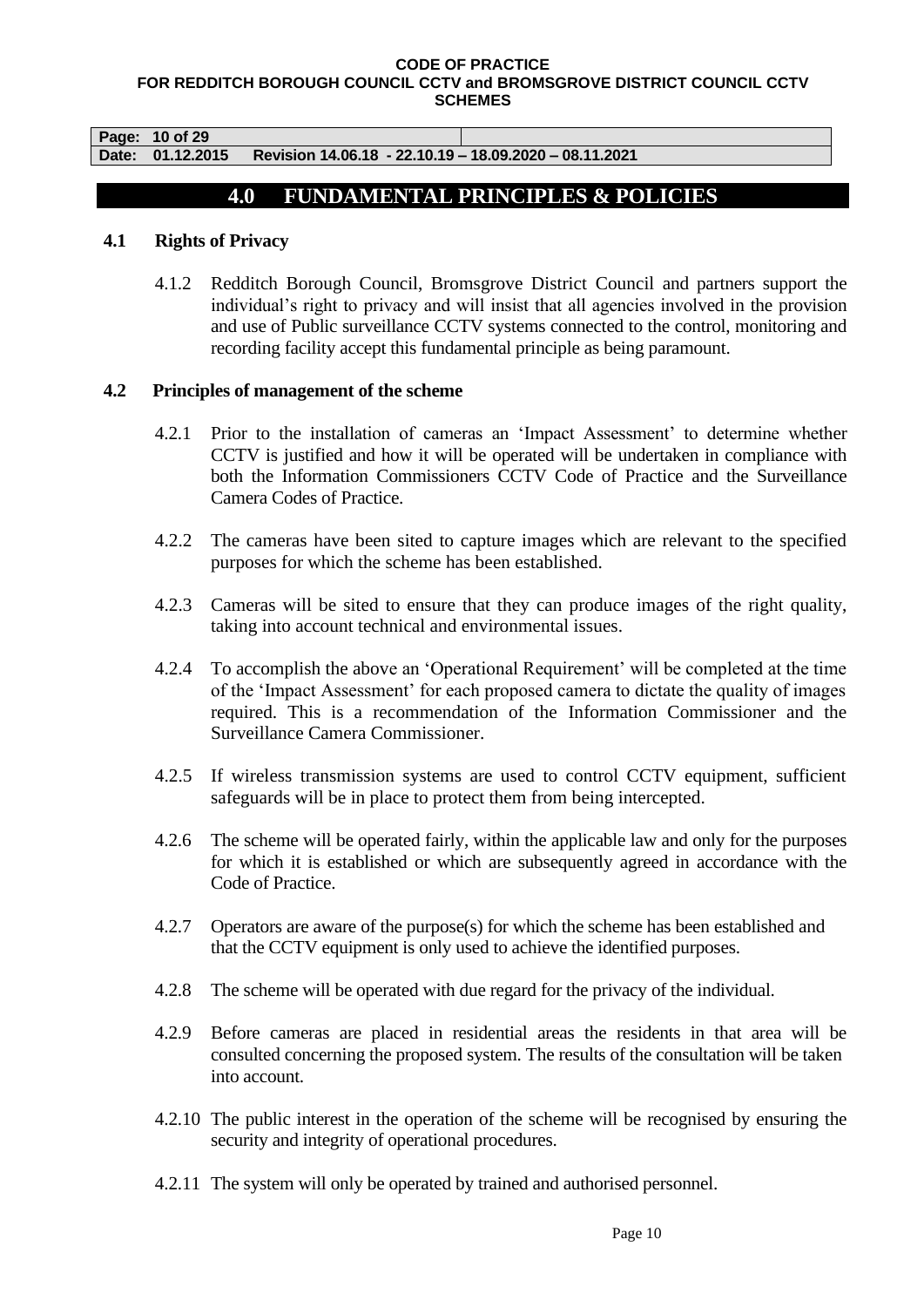# 4.0 FUNDAMENTAL PRINCIPLES & POLICIES

## 4.1 Rights of Privacy

4.1.2 Redditch Borough Council, Bromsgrove District Council and partners support the individual's right to privacy and will insist that all agencies involved in the provision and use of Public surveillance CCTV systems connected to the control, monitoring and recording facility accept this fundamental principle as being paramount.

## 4.2 Principles of management of the scheme

4.2.1 Prior to the installation of cameras an 'Impact Assessment' to determine whether CCTV is justified and how it will be operated will be undertaken in compliance with both the Information Commissioners CCTV Code of Practice and the Surveillance Camera Codes of Practice.

4.2.2 The cameras have been sited to capture images which are relevant to the specified purposes for which the scheme has been established.

4.2.3 Cameras will be sited to ensure that they can produce images of the right quality, taking into account technical and environmental issues.

4.2.4 To accomplish the above an 'Operational Requirement' will be completed at the time of the 'Impact Assessment' for each proposed camera to dictate the quality of images required. This is a recommendation of the Information Commissioner and the Surveillance Camera Commissioner.

4.2.5 If wireless transmission systems are used to control CCTV equipment, sufficient safeguards will be in place to protect them from being intercepted.

4.2.6 The scheme will be operated fairly, within the applicable law and only for the purposes for which it is established or which are subsequently agreed in accordance with the Code of Practice.

4.2.7 Operators are aware of the purpose(s) for which the scheme has been established and that the CCTV equipment is only used to achieve the identified purposes.

4.2.8 The scheme will be operated with due regard for the privacy of the individual.

4.2.9 Before cameras are placed in residential areas the residents in that area will be consulted concerning the proposed system. The results of the consultation will be taken into account.

4.2.10 The public interest in the operation of the scheme will be recognised by ensuring the security and integrity of operational procedures.

4.2.11 The system will only be operated by trained and authorised personnel.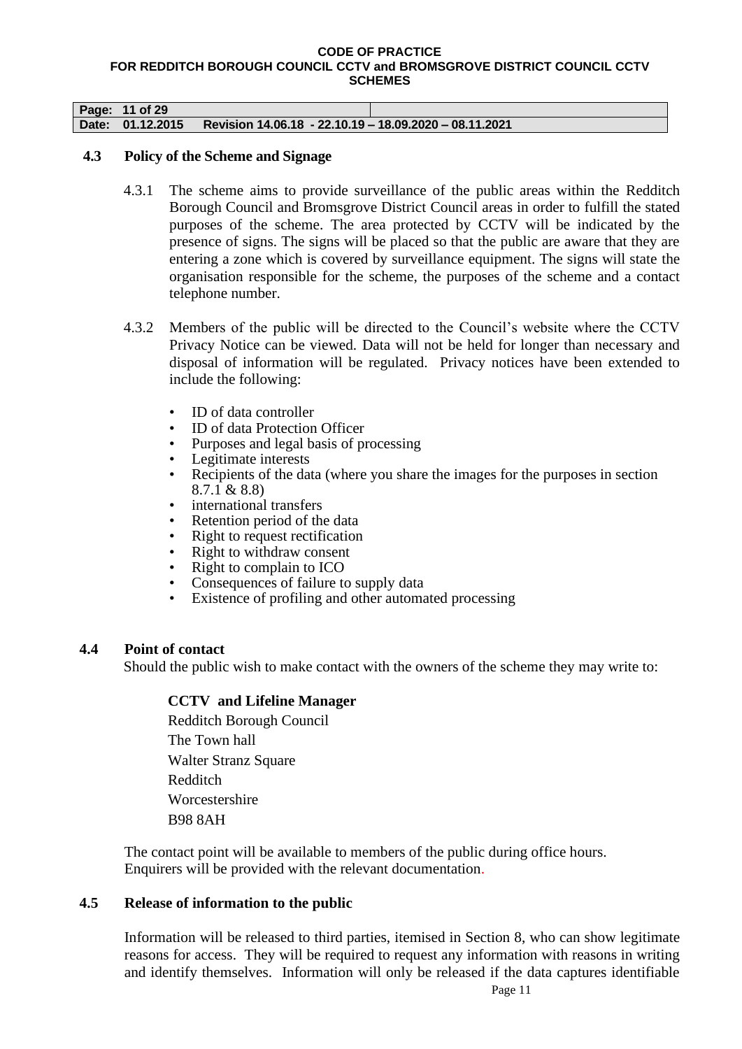## 4.3 Policy of the Scheme and Signage

4.3.1 The scheme aims to provide surveillance of the public areas within the Redditch Borough Council and Bromsgrove District Council areas in order to fulfill the stated purposes of the scheme. The area protected by CCTV will be indicated by the presence of signs. The signs will be placed so that the public are aware that they are entering a zone which is covered by surveillance equipment. The signs will state the organisation responsible for the scheme, the purposes of the scheme and a contact telephone number.

4.3.2 Members of the public will be directed to the Council's website where the CCTV Privacy Notice can be viewed. Data will not be held for longer than necessary and disposal of information will be regulated. Privacy notices have been extended to include the following:

- ID of data controller
- ID of data Protection Officer
- Purposes and legal basis of processing
- Legitimate interests
- Recipients of the data (where you share the images for the purposes in section 8.7.1 & 8.8)
- international transfers
- Retention period of the data
- Right to request rectification
- Right to withdraw consent
- Right to complain to ICO
- Consequences of failure to supply data
- Existence of profiling and other automated processing

## 4.4 Point of contact

Should the public wish to make contact with the owners of the scheme they may write to:

**CCTV and Lifeline Manager**
Redditch Borough Council
The Town hall
Walter Stranz Square
Redditch
Worcestershire
B98 8AH

The contact point will be available to members of the public during office hours. Enquirers will be provided with the relevant documentation.

## 4.5 Release of information to the public

Information will be released to third parties, itemised in Section 8, who can show legitimate reasons for access. They will be required to request any information with reasons in writing and identify themselves. Information will only be released if the data captures identifiable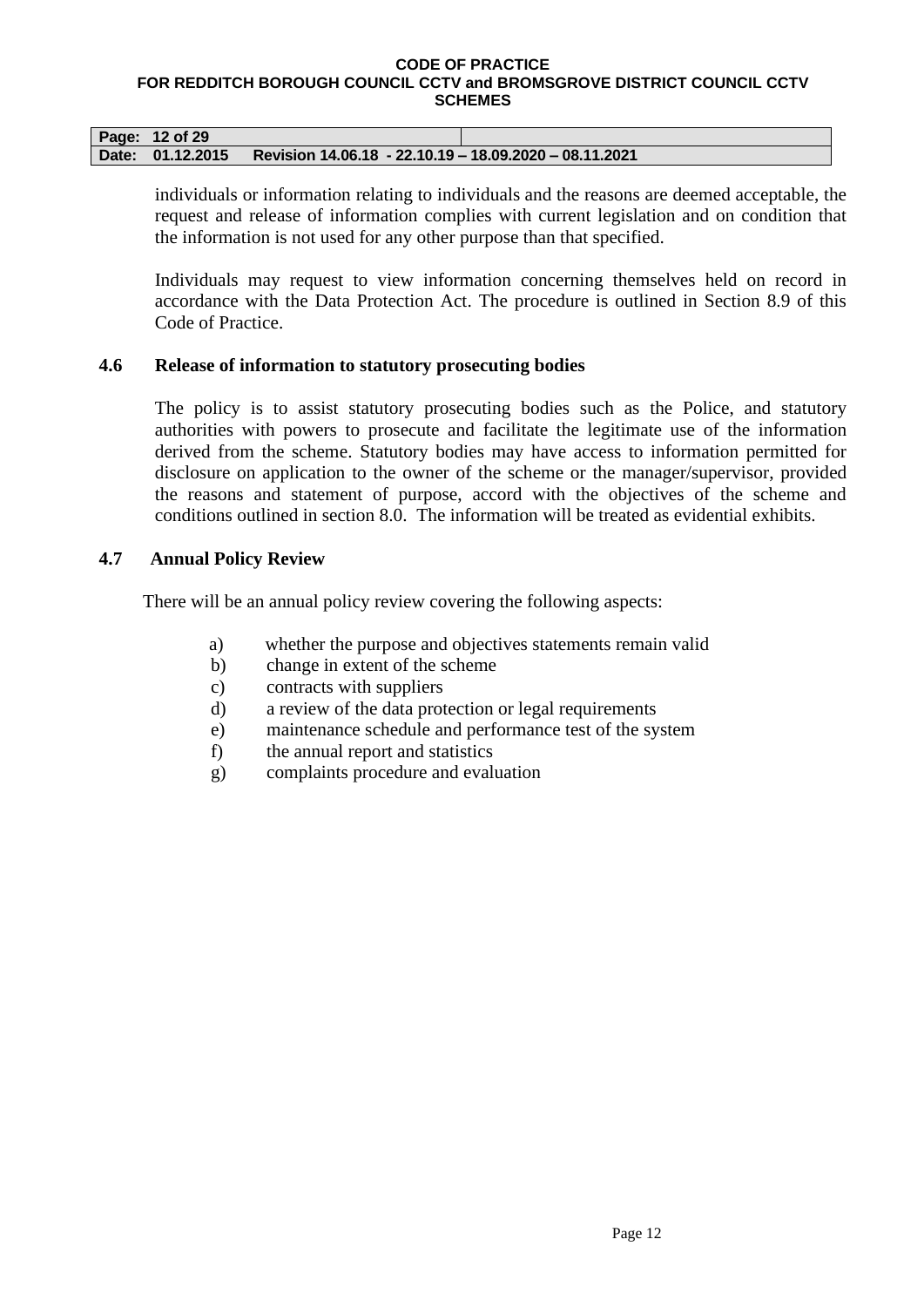individuals or information relating to individuals and the reasons are deemed acceptable, the request and release of information complies with current legislation and on condition that the information is not used for any other purpose than that specified.

Individuals may request to view information concerning themselves held on record in accordance with the Data Protection Act. The procedure is outlined in Section 8.9 of this Code of Practice.

### 4.6 Release of information to statutory prosecuting bodies

The policy is to assist statutory prosecuting bodies such as the Police, and statutory authorities with powers to prosecute and facilitate the legitimate use of the information derived from the scheme. Statutory bodies may have access to information permitted for disclosure on application to the owner of the scheme or the manager/supervisor, provided the reasons and statement of purpose, accord with the objectives of the scheme and conditions outlined in section 8.0. The information will be treated as evidential exhibits.

### 4.7 Annual Policy Review

There will be an annual policy review covering the following aspects:

a) whether the purpose and objectives statements remain valid
b) change in extent of the scheme
c) contracts with suppliers
d) a review of the data protection or legal requirements
e) maintenance schedule and performance test of the system
f) the annual report and statistics
g) complaints procedure and evaluation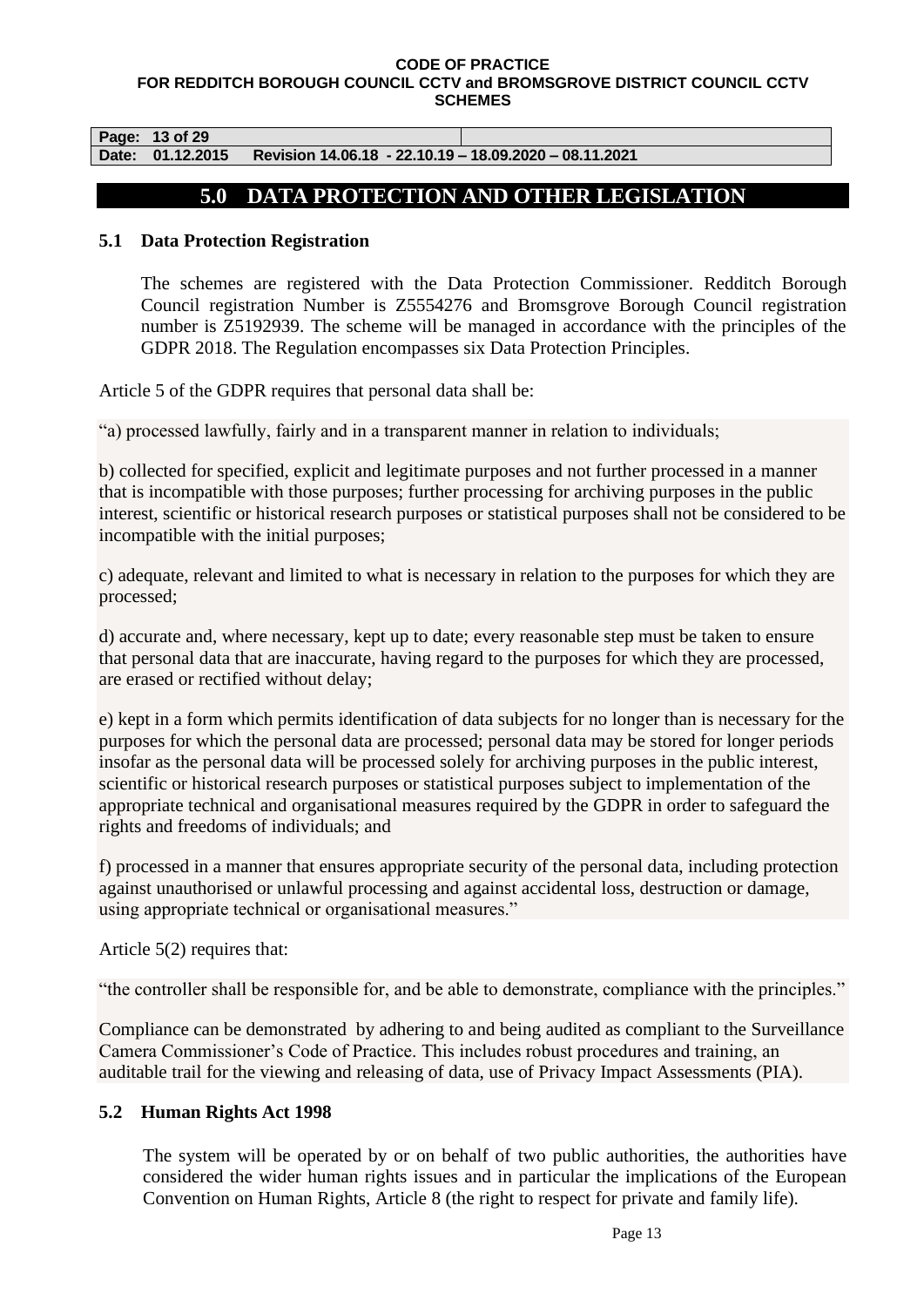## 5.0 DATA PROTECTION AND OTHER LEGISLATION

### 5.1 Data Protection Registration

The schemes are registered with the Data Protection Commissioner. Redditch Borough Council registration Number is Z5554276 and Bromsgrove Borough Council registration number is Z5192939. The scheme will be managed in accordance with the principles of the GDPR 2018. The Regulation encompasses six Data Protection Principles.

Article 5 of the GDPR requires that personal data shall be:

"a) processed lawfully, fairly and in a transparent manner in relation to individuals;

b) collected for specified, explicit and legitimate purposes and not further processed in a manner that is incompatible with those purposes; further processing for archiving purposes in the public interest, scientific or historical research purposes or statistical purposes shall not be considered to be incompatible with the initial purposes;

c) adequate, relevant and limited to what is necessary in relation to the purposes for which they are processed;

d) accurate and, where necessary, kept up to date; every reasonable step must be taken to ensure that personal data that are inaccurate, having regard to the purposes for which they are processed, are erased or rectified without delay;

e) kept in a form which permits identification of data subjects for no longer than is necessary for the purposes for which the personal data are processed; personal data may be stored for longer periods insofar as the personal data will be processed solely for archiving purposes in the public interest, scientific or historical research purposes or statistical purposes subject to implementation of the appropriate technical and organisational measures required by the GDPR in order to safeguard the rights and freedoms of individuals; and

f) processed in a manner that ensures appropriate security of the personal data, including protection against unauthorised or unlawful processing and against accidental loss, destruction or damage, using appropriate technical or organisational measures."

Article 5(2) requires that:

"the controller shall be responsible for, and be able to demonstrate, compliance with the principles."

Compliance can be demonstrated by adhering to and being audited as compliant to the Surveillance Camera Commissioner's Code of Practice. This includes robust procedures and training, an auditable trail for the viewing and releasing of data, use of Privacy Impact Assessments (PIA).

### 5.2 Human Rights Act 1998

The system will be operated by or on behalf of two public authorities, the authorities have considered the wider human rights issues and in particular the implications of the European Convention on Human Rights, Article 8 (the right to respect for private and family life).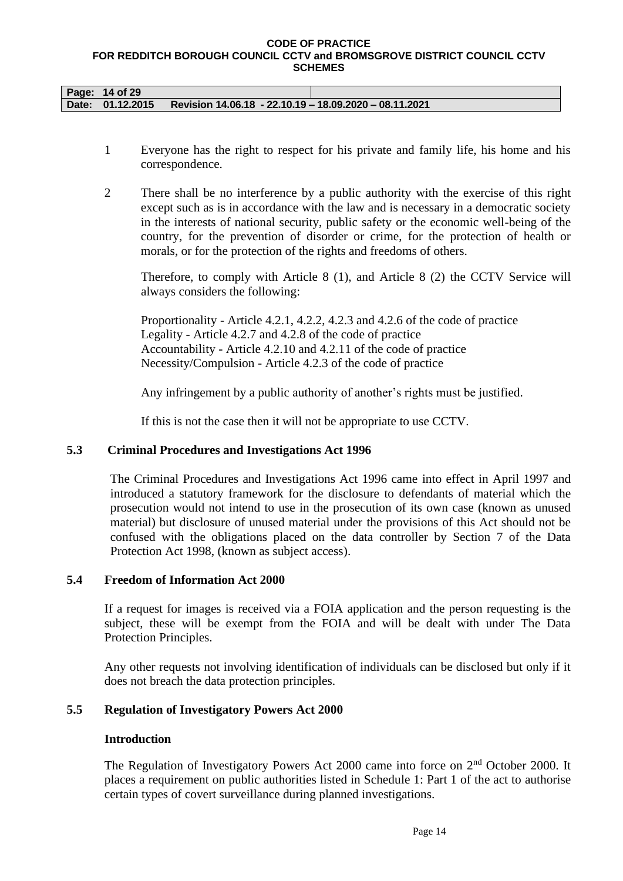1 Everyone has the right to respect for his private and family life, his home and his correspondence.

2 There shall be no interference by a public authority with the exercise of this right except such as is in accordance with the law and is necessary in a democratic society in the interests of national security, public safety or the economic well-being of the country, for the prevention of disorder or crime, for the protection of health or morals, or for the protection of the rights and freedoms of others.

Therefore, to comply with Article 8 (1), and Article 8 (2) the CCTV Service will always considers the following:

Proportionality - Article 4.2.1, 4.2.2, 4.2.3 and 4.2.6 of the code of practice
Legality - Article 4.2.7 and 4.2.8 of the code of practice
Accountability - Article 4.2.10 and 4.2.11 of the code of practice
Necessity/Compulsion - Article 4.2.3 of the code of practice

Any infringement by a public authority of another's rights must be justified.

If this is not the case then it will not be appropriate to use CCTV.

### 5.3 Criminal Procedures and Investigations Act 1996

The Criminal Procedures and Investigations Act 1996 came into effect in April 1997 and introduced a statutory framework for the disclosure to defendants of material which the prosecution would not intend to use in the prosecution of its own case (known as unused material) but disclosure of unused material under the provisions of this Act should not be confused with the obligations placed on the data controller by Section 7 of the Data Protection Act 1998, (known as subject access).

### 5.4 Freedom of Information Act 2000

If a request for images is received via a FOIA application and the person requesting is the subject, these will be exempt from the FOIA and will be dealt with under The Data Protection Principles.

Any other requests not involving identification of individuals can be disclosed but only if it does not breach the data protection principles.

### 5.5 Regulation of Investigatory Powers Act 2000

**Introduction**

The Regulation of Investigatory Powers Act 2000 came into force on 2nd October 2000. It places a requirement on public authorities listed in Schedule 1: Part 1 of the act to authorise certain types of covert surveillance during planned investigations.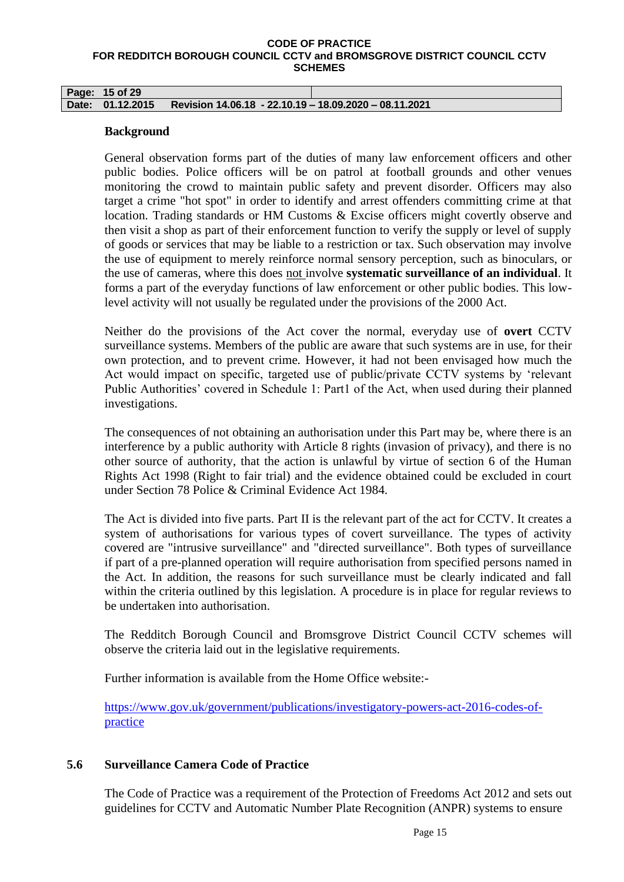**Background**

General observation forms part of the duties of many law enforcement officers and other public bodies. Police officers will be on patrol at football grounds and other venues monitoring the crowd to maintain public safety and prevent disorder. Officers may also target a crime "hot spot" in order to identify and arrest offenders committing crime at that location. Trading standards or HM Customs & Excise officers might covertly observe and then visit a shop as part of their enforcement function to verify the supply or level of supply of goods or services that may be liable to a restriction or tax. Such observation may involve the use of equipment to merely reinforce normal sensory perception, such as binoculars, or the use of cameras, where this does not involve **systematic surveillance of an individual**. It forms a part of the everyday functions of law enforcement or other public bodies. This low-level activity will not usually be regulated under the provisions of the 2000 Act.

Neither do the provisions of the Act cover the normal, everyday use of **overt** CCTV surveillance systems. Members of the public are aware that such systems are in use, for their own protection, and to prevent crime. However, it had not been envisaged how much the Act would impact on specific, targeted use of public/private CCTV systems by 'relevant Public Authorities' covered in Schedule 1: Part1 of the Act, when used during their planned investigations.

The consequences of not obtaining an authorisation under this Part may be, where there is an interference by a public authority with Article 8 rights (invasion of privacy), and there is no other source of authority, that the action is unlawful by virtue of section 6 of the Human Rights Act 1998 (Right to fair trial) and the evidence obtained could be excluded in court under Section 78 Police & Criminal Evidence Act 1984.

The Act is divided into five parts. Part II is the relevant part of the act for CCTV. It creates a system of authorisations for various types of covert surveillance. The types of activity covered are "intrusive surveillance" and "directed surveillance". Both types of surveillance if part of a pre-planned operation will require authorisation from specified persons named in the Act. In addition, the reasons for such surveillance must be clearly indicated and fall within the criteria outlined by this legislation. A procedure is in place for regular reviews to be undertaken into authorisation.

The Redditch Borough Council and Bromsgrove District Council CCTV schemes will observe the criteria laid out in the legislative requirements.

Further information is available from the Home Office website:-

https://www.gov.uk/government/publications/investigatory-powers-act-2016-codes-of-practice

## 5.6 Surveillance Camera Code of Practice

The Code of Practice was a requirement of the Protection of Freedoms Act 2012 and sets out guidelines for CCTV and Automatic Number Plate Recognition (ANPR) systems to ensure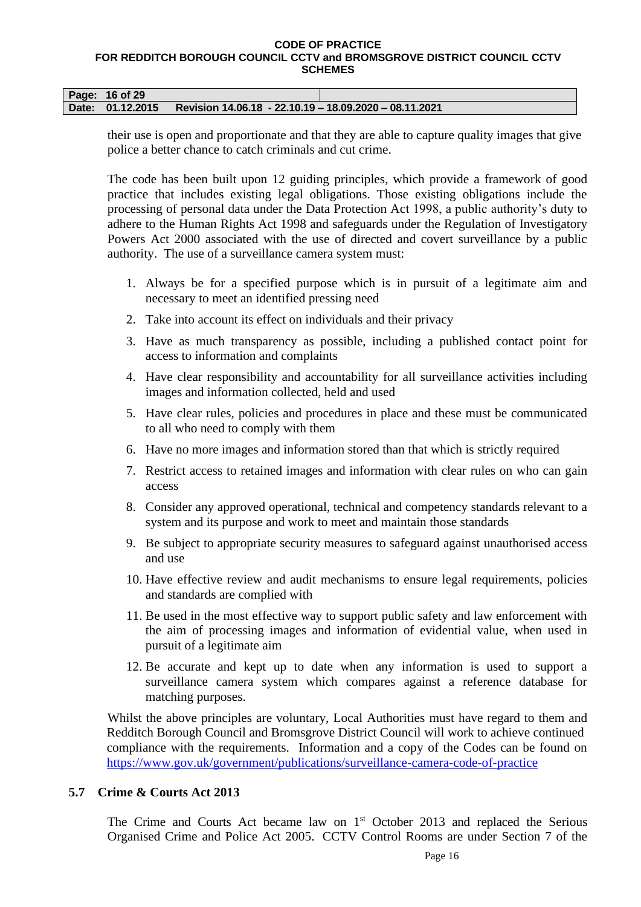their use is open and proportionate and that they are able to capture quality images that give police a better chance to catch criminals and cut crime.

The code has been built upon 12 guiding principles, which provide a framework of good practice that includes existing legal obligations. Those existing obligations include the processing of personal data under the Data Protection Act 1998, a public authority's duty to adhere to the Human Rights Act 1998 and safeguards under the Regulation of Investigatory Powers Act 2000 associated with the use of directed and covert surveillance by a public authority. The use of a surveillance camera system must:

1. Always be for a specified purpose which is in pursuit of a legitimate aim and necessary to meet an identified pressing need
2. Take into account its effect on individuals and their privacy
3. Have as much transparency as possible, including a published contact point for access to information and complaints
4. Have clear responsibility and accountability for all surveillance activities including images and information collected, held and used
5. Have clear rules, policies and procedures in place and these must be communicated to all who need to comply with them
6. Have no more images and information stored than that which is strictly required
7. Restrict access to retained images and information with clear rules on who can gain access
8. Consider any approved operational, technical and competency standards relevant to a system and its purpose and work to meet and maintain those standards
9. Be subject to appropriate security measures to safeguard against unauthorised access and use
10. Have effective review and audit mechanisms to ensure legal requirements, policies and standards are complied with
11. Be used in the most effective way to support public safety and law enforcement with the aim of processing images and information of evidential value, when used in pursuit of a legitimate aim
12. Be accurate and kept up to date when any information is used to support a surveillance camera system which compares against a reference database for matching purposes.

Whilst the above principles are voluntary, Local Authorities must have regard to them and Redditch Borough Council and Bromsgrove District Council will work to achieve continued compliance with the requirements. Information and a copy of the Codes can be found on https://www.gov.uk/government/publications/surveillance-camera-code-of-practice

### 5.7 Crime & Courts Act 2013

The Crime and Courts Act became law on 1st October 2013 and replaced the Serious Organised Crime and Police Act 2005. CCTV Control Rooms are under Section 7 of the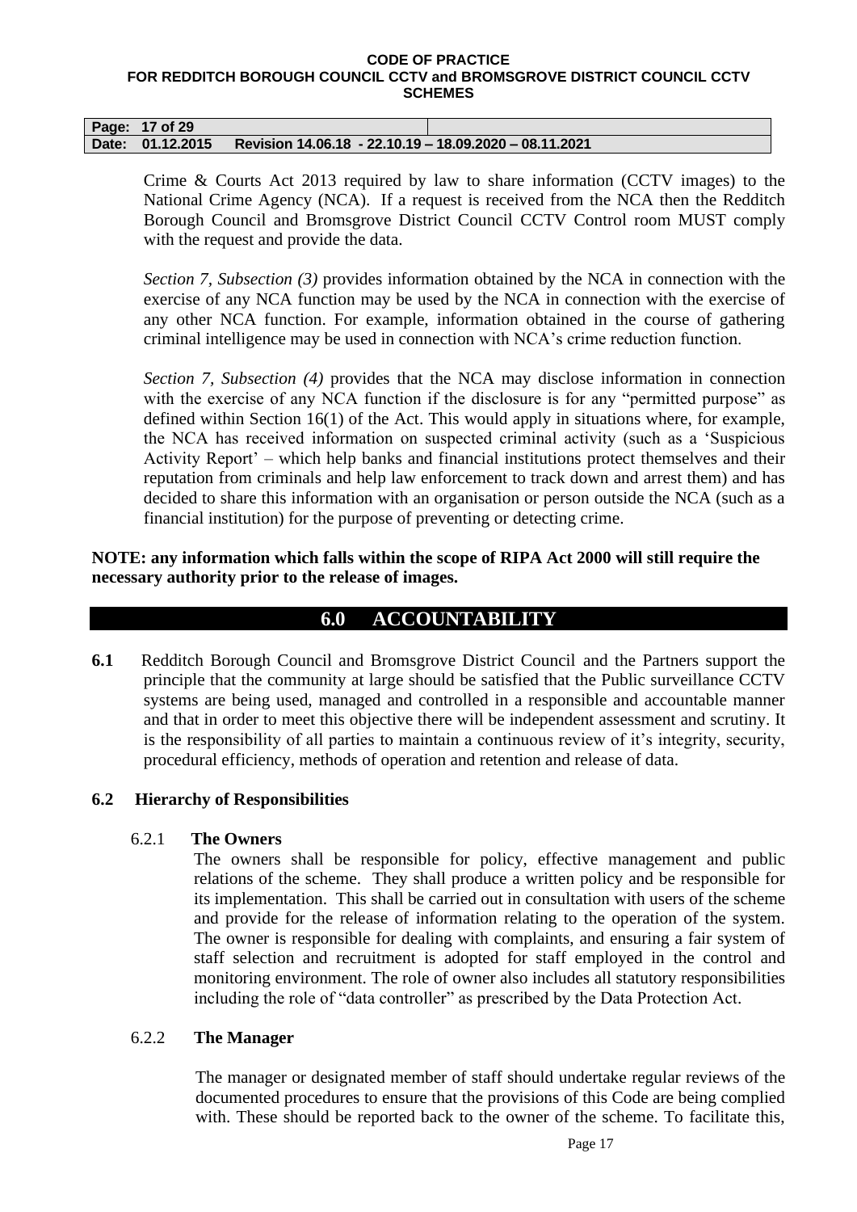Crime & Courts Act 2013 required by law to share information (CCTV images) to the National Crime Agency (NCA). If a request is received from the NCA then the Redditch Borough Council and Bromsgrove District Council CCTV Control room MUST comply with the request and provide the data.

*Section 7, Subsection (3)* provides information obtained by the NCA in connection with the exercise of any NCA function may be used by the NCA in connection with the exercise of any other NCA function. For example, information obtained in the course of gathering criminal intelligence may be used in connection with NCA's crime reduction function.

*Section 7, Subsection (4)* provides that the NCA may disclose information in connection with the exercise of any NCA function if the disclosure is for any "permitted purpose" as defined within Section 16(1) of the Act. This would apply in situations where, for example, the NCA has received information on suspected criminal activity (such as a 'Suspicious Activity Report' – which help banks and financial institutions protect themselves and their reputation from criminals and help law enforcement to track down and arrest them) and has decided to share this information with an organisation or person outside the NCA (such as a financial institution) for the purpose of preventing or detecting crime.

**NOTE: any information which falls within the scope of RIPA Act 2000 will still require the necessary authority prior to the release of images.**

# 6.0 ACCOUNTABILITY

**6.1** Redditch Borough Council and Bromsgrove District Council and the Partners support the principle that the community at large should be satisfied that the Public surveillance CCTV systems are being used, managed and controlled in a responsible and accountable manner and that in order to meet this objective there will be independent assessment and scrutiny. It is the responsibility of all parties to maintain a continuous review of it's integrity, security, procedural efficiency, methods of operation and retention and release of data.

## 6.2 Hierarchy of Responsibilities

### 6.2.1 The Owners

The owners shall be responsible for policy, effective management and public relations of the scheme. They shall produce a written policy and be responsible for its implementation. This shall be carried out in consultation with users of the scheme and provide for the release of information relating to the operation of the system. The owner is responsible for dealing with complaints, and ensuring a fair system of staff selection and recruitment is adopted for staff employed in the control and monitoring environment. The role of owner also includes all statutory responsibilities including the role of "data controller" as prescribed by the Data Protection Act.

### 6.2.2 The Manager

The manager or designated member of staff should undertake regular reviews of the documented procedures to ensure that the provisions of this Code are being complied with. These should be reported back to the owner of the scheme. To facilitate this,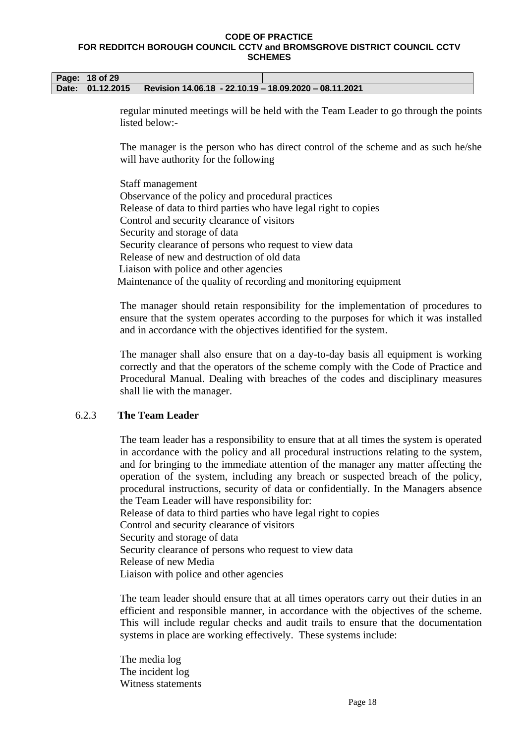regular minuted meetings will be held with the Team Leader to go through the points listed below:-

The manager is the person who has direct control of the scheme and as such he/she will have authority for the following

Staff management
Observance of the policy and procedural practices
Release of data to third parties who have legal right to copies
Control and security clearance of visitors
Security and storage of data
Security clearance of persons who request to view data
Release of new and destruction of old data
Liaison with police and other agencies
Maintenance of the quality of recording and monitoring equipment

The manager should retain responsibility for the implementation of procedures to ensure that the system operates according to the purposes for which it was installed and in accordance with the objectives identified for the system.

The manager shall also ensure that on a day-to-day basis all equipment is working correctly and that the operators of the scheme comply with the Code of Practice and Procedural Manual. Dealing with breaches of the codes and disciplinary measures shall lie with the manager.

### 6.2.3 The Team Leader

The team leader has a responsibility to ensure that at all times the system is operated in accordance with the policy and all procedural instructions relating to the system, and for bringing to the immediate attention of the manager any matter affecting the operation of the system, including any breach or suspected breach of the policy, procedural instructions, security of data or confidentially. In the Managers absence the Team Leader will have responsibility for:
Release of data to third parties who have legal right to copies
Control and security clearance of visitors
Security and storage of data
Security clearance of persons who request to view data
Release of new Media
Liaison with police and other agencies

The team leader should ensure that at all times operators carry out their duties in an efficient and responsible manner, in accordance with the objectives of the scheme. This will include regular checks and audit trails to ensure that the documentation systems in place are working effectively. These systems include:

The media log
The incident log
Witness statements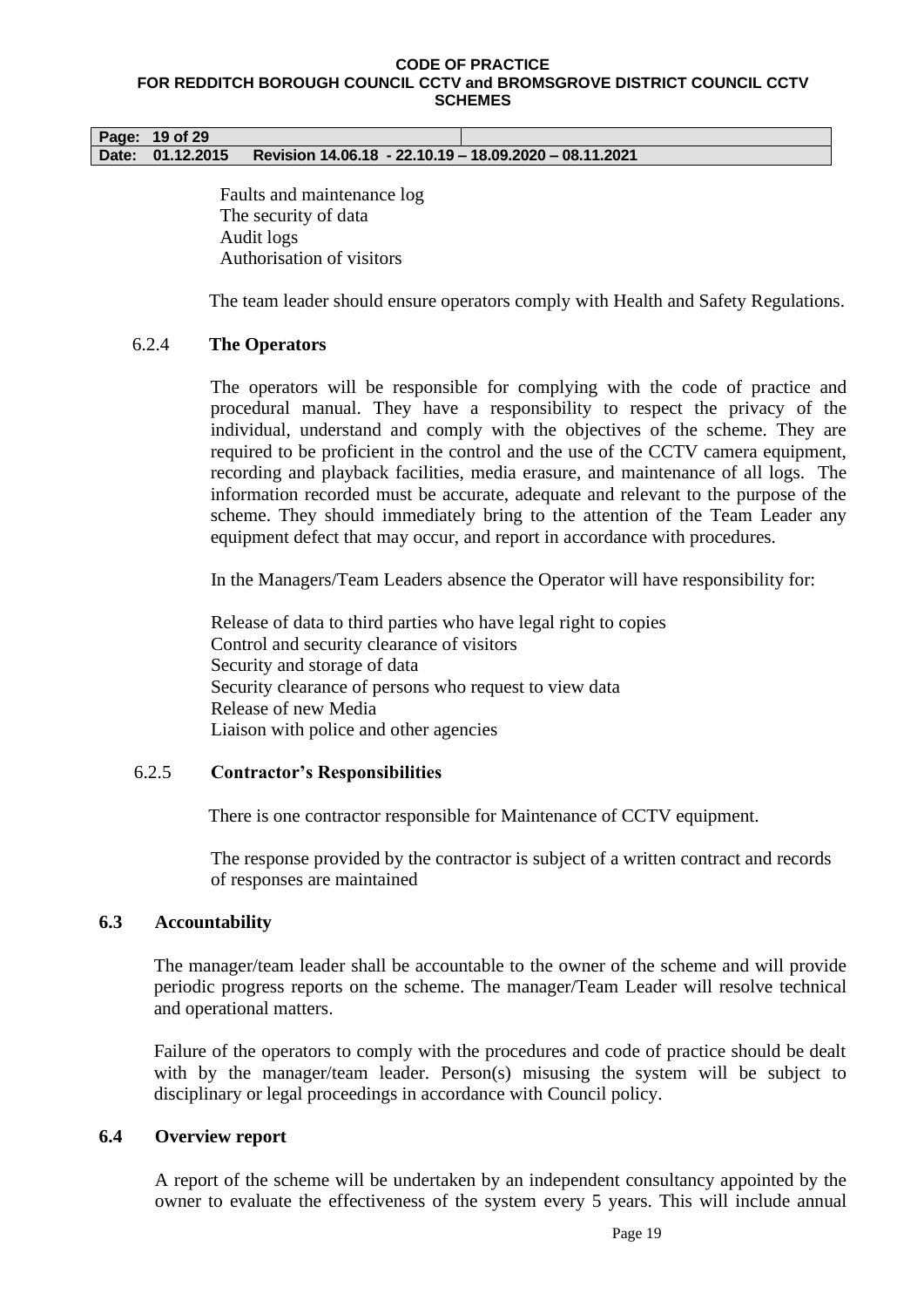Faults and maintenance log
The security of data
Audit logs
Authorisation of visitors

The team leader should ensure operators comply with Health and Safety Regulations.

#### 6.2.4 The Operators

The operators will be responsible for complying with the code of practice and procedural manual. They have a responsibility to respect the privacy of the individual, understand and comply with the objectives of the scheme. They are required to be proficient in the control and the use of the CCTV camera equipment, recording and playback facilities, media erasure, and maintenance of all logs. The information recorded must be accurate, adequate and relevant to the purpose of the scheme. They should immediately bring to the attention of the Team Leader any equipment defect that may occur, and report in accordance with procedures.

In the Managers/Team Leaders absence the Operator will have responsibility for:

Release of data to third parties who have legal right to copies
Control and security clearance of visitors
Security and storage of data
Security clearance of persons who request to view data
Release of new Media
Liaison with police and other agencies

#### 6.2.5 Contractor's Responsibilities

There is one contractor responsible for Maintenance of CCTV equipment.

The response provided by the contractor is subject of a written contract and records of responses are maintained

### 6.3 Accountability

The manager/team leader shall be accountable to the owner of the scheme and will provide periodic progress reports on the scheme. The manager/Team Leader will resolve technical and operational matters.

Failure of the operators to comply with the procedures and code of practice should be dealt with by the manager/team leader. Person(s) misusing the system will be subject to disciplinary or legal proceedings in accordance with Council policy.

### 6.4 Overview report

A report of the scheme will be undertaken by an independent consultancy appointed by the owner to evaluate the effectiveness of the system every 5 years. This will include annual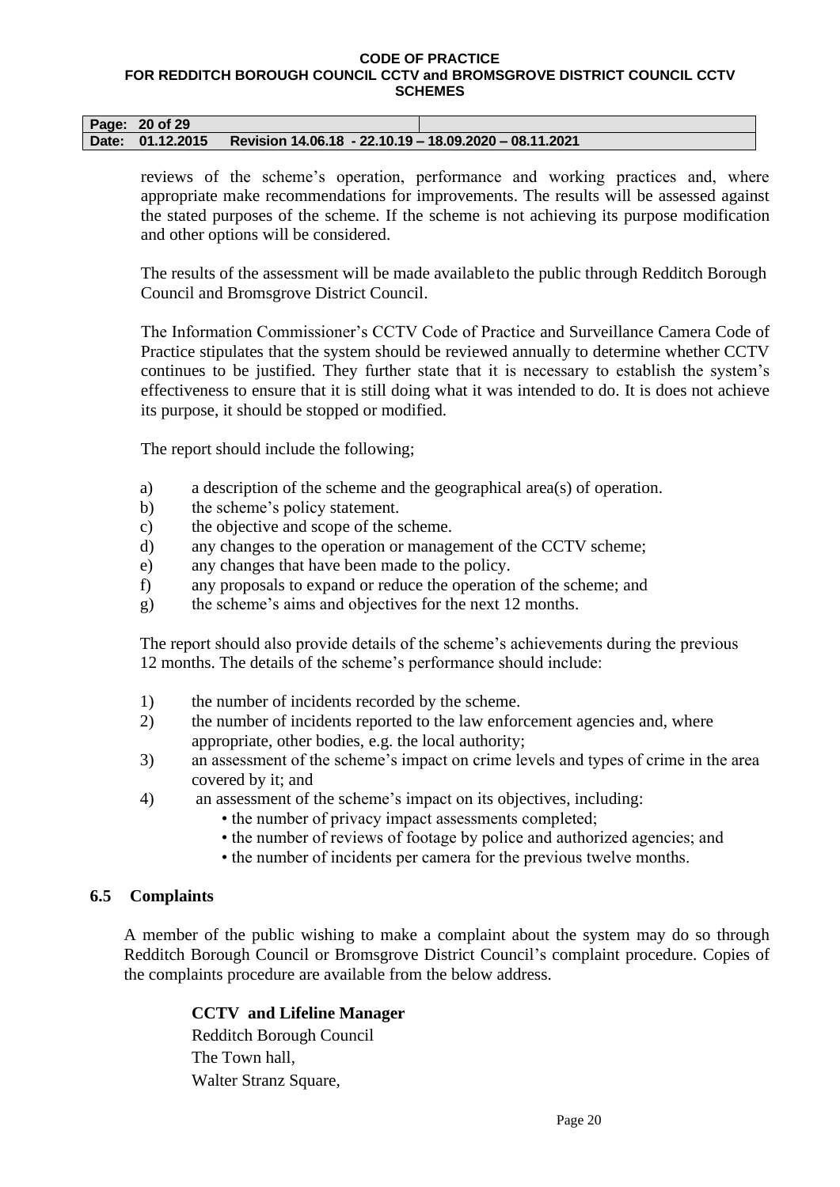reviews of the scheme's operation, performance and working practices and, where appropriate make recommendations for improvements. The results will be assessed against the stated purposes of the scheme. If the scheme is not achieving its purpose modification and other options will be considered.

The results of the assessment will be made availableto the public through Redditch Borough Council and Bromsgrove District Council.

The Information Commissioner's CCTV Code of Practice and Surveillance Camera Code of Practice stipulates that the system should be reviewed annually to determine whether CCTV continues to be justified. They further state that it is necessary to establish the system's effectiveness to ensure that it is still doing what it was intended to do. It is does not achieve its purpose, it should be stopped or modified.

The report should include the following;

a) a description of the scheme and the geographical area(s) of operation.
b) the scheme's policy statement.
c) the objective and scope of the scheme.
d) any changes to the operation or management of the CCTV scheme;
e) any changes that have been made to the policy.
f) any proposals to expand or reduce the operation of the scheme; and
g) the scheme's aims and objectives for the next 12 months.

The report should also provide details of the scheme's achievements during the previous 12 months. The details of the scheme's performance should include:

1) the number of incidents recorded by the scheme.
2) the number of incidents reported to the law enforcement agencies and, where appropriate, other bodies, e.g. the local authority;
3) an assessment of the scheme's impact on crime levels and types of crime in the area covered by it; and
4) an assessment of the scheme's impact on its objectives, including:
   - the number of privacy impact assessments completed;
   - the number of reviews of footage by police and authorized agencies; and
   - the number of incidents per camera for the previous twelve months.

### 6.5 Complaints

A member of the public wishing to make a complaint about the system may do so through Redditch Borough Council or Bromsgrove District Council's complaint procedure. Copies of the complaints procedure are available from the below address.

**CCTV and Lifeline Manager**
Redditch Borough Council
The Town hall,
Walter Stranz Square,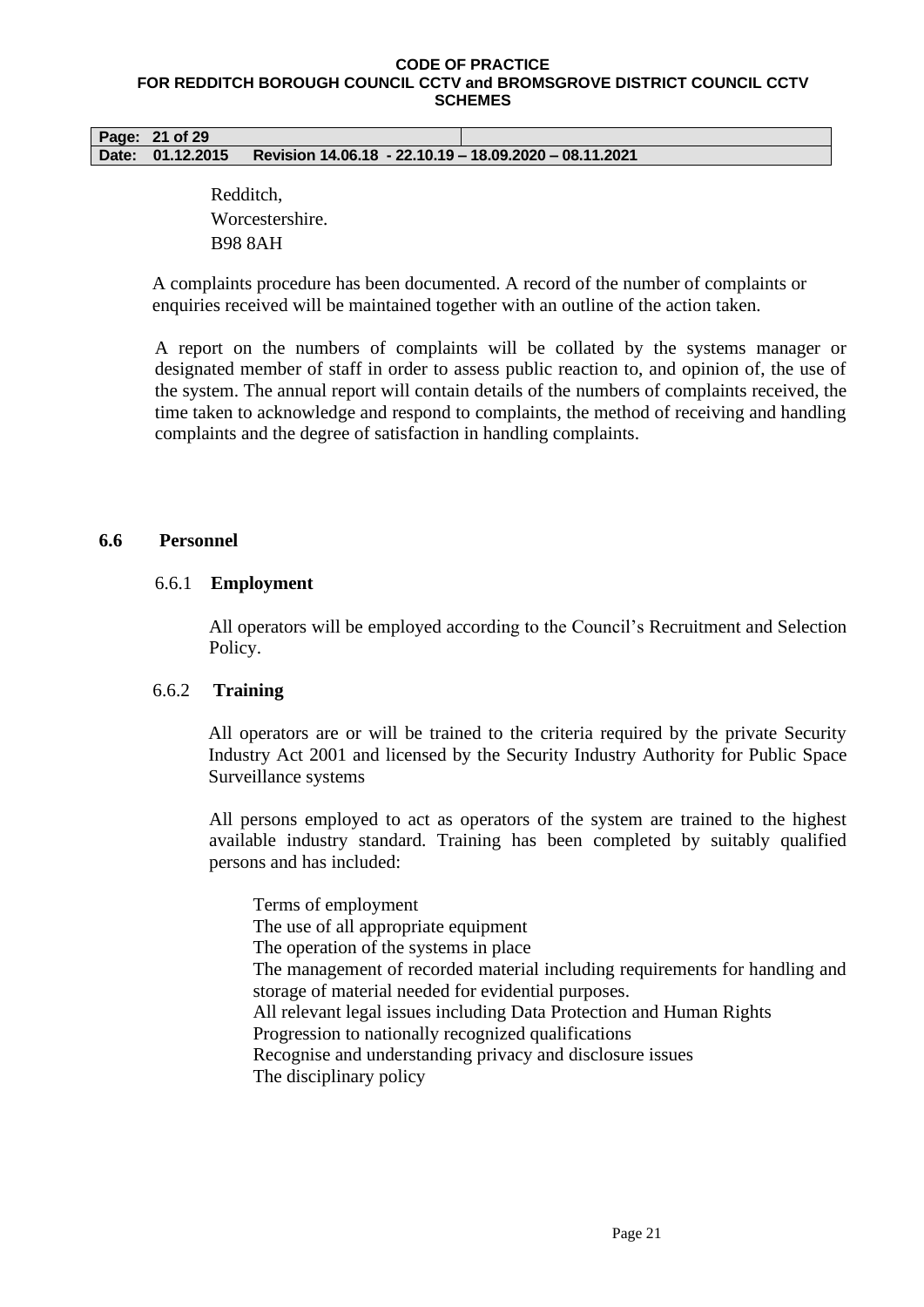Redditch,
Worcestershire.
B98 8AH

A complaints procedure has been documented. A record of the number of complaints or enquiries received will be maintained together with an outline of the action taken.

A report on the numbers of complaints will be collated by the systems manager or designated member of staff in order to assess public reaction to, and opinion of, the use of the system. The annual report will contain details of the numbers of complaints received, the time taken to acknowledge and respond to complaints, the method of receiving and handling complaints and the degree of satisfaction in handling complaints.

## 6.6 Personnel

### 6.6.1 Employment

All operators will be employed according to the Council's Recruitment and Selection Policy.

### 6.6.2 Training

All operators are or will be trained to the criteria required by the private Security Industry Act 2001 and licensed by the Security Industry Authority for Public Space Surveillance systems

All persons employed to act as operators of the system are trained to the highest available industry standard. Training has been completed by suitably qualified persons and has included:

- Terms of employment
- The use of all appropriate equipment
- The operation of the systems in place
- The management of recorded material including requirements for handling and storage of material needed for evidential purposes.
- All relevant legal issues including Data Protection and Human Rights
- Progression to nationally recognized qualifications
- Recognise and understanding privacy and disclosure issues
- The disciplinary policy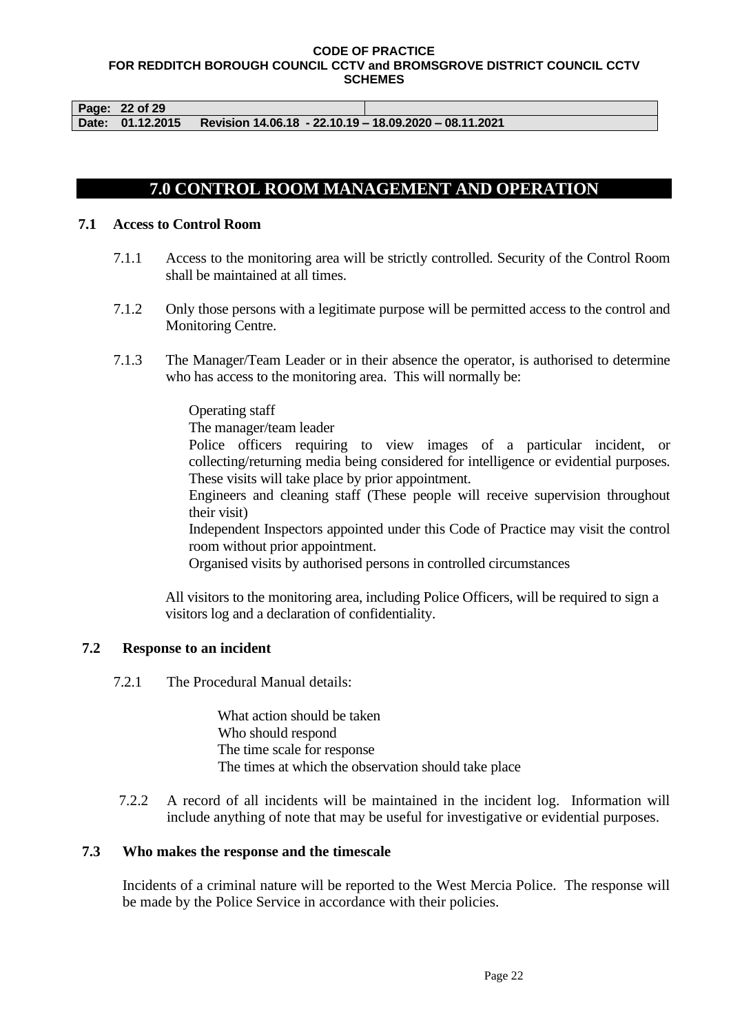# 7.0 CONTROL ROOM MANAGEMENT AND OPERATION

## 7.1 Access to Control Room

7.1.1 Access to the monitoring area will be strictly controlled. Security of the Control Room shall be maintained at all times.

7.1.2 Only those persons with a legitimate purpose will be permitted access to the control and Monitoring Centre.

7.1.3 The Manager/Team Leader or in their absence the operator, is authorised to determine who has access to the monitoring area. This will normally be:

Operating staff
The manager/team leader
Police officers requiring to view images of a particular incident, or collecting/returning media being considered for intelligence or evidential purposes. These visits will take place by prior appointment.
Engineers and cleaning staff (These people will receive supervision throughout their visit)
Independent Inspectors appointed under this Code of Practice may visit the control room without prior appointment.
Organised visits by authorised persons in controlled circumstances

All visitors to the monitoring area, including Police Officers, will be required to sign a visitors log and a declaration of confidentiality.

## 7.2 Response to an incident

7.2.1 The Procedural Manual details:

What action should be taken
Who should respond
The time scale for response
The times at which the observation should take place

7.2.2 A record of all incidents will be maintained in the incident log. Information will include anything of note that may be useful for investigative or evidential purposes.

## 7.3 Who makes the response and the timescale

Incidents of a criminal nature will be reported to the West Mercia Police. The response will be made by the Police Service in accordance with their policies.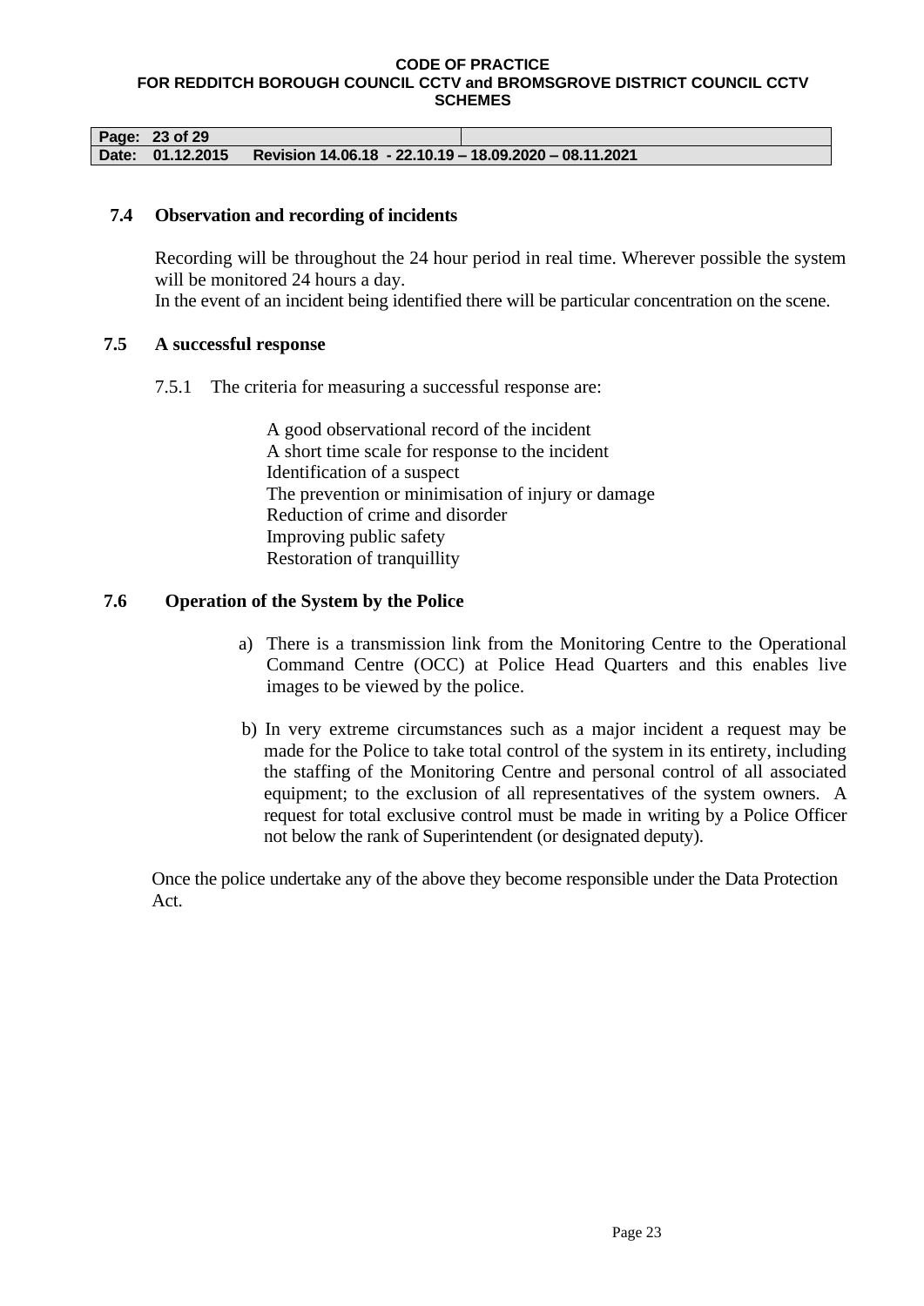### 7.4 Observation and recording of incidents

Recording will be throughout the 24 hour period in real time. Wherever possible the system will be monitored 24 hours a day.
In the event of an incident being identified there will be particular concentration on the scene.

### 7.5 A successful response

7.5.1 The criteria for measuring a successful response are:

A good observational record of the incident
A short time scale for response to the incident
Identification of a suspect
The prevention or minimisation of injury or damage
Reduction of crime and disorder
Improving public safety
Restoration of tranquillity

### 7.6 Operation of the System by the Police

a) There is a transmission link from the Monitoring Centre to the Operational Command Centre (OCC) at Police Head Quarters and this enables live images to be viewed by the police.

b) In very extreme circumstances such as a major incident a request may be made for the Police to take total control of the system in its entirety, including the staffing of the Monitoring Centre and personal control of all associated equipment; to the exclusion of all representatives of the system owners. A request for total exclusive control must be made in writing by a Police Officer not below the rank of Superintendent (or designated deputy).

Once the police undertake any of the above they become responsible under the Data Protection Act.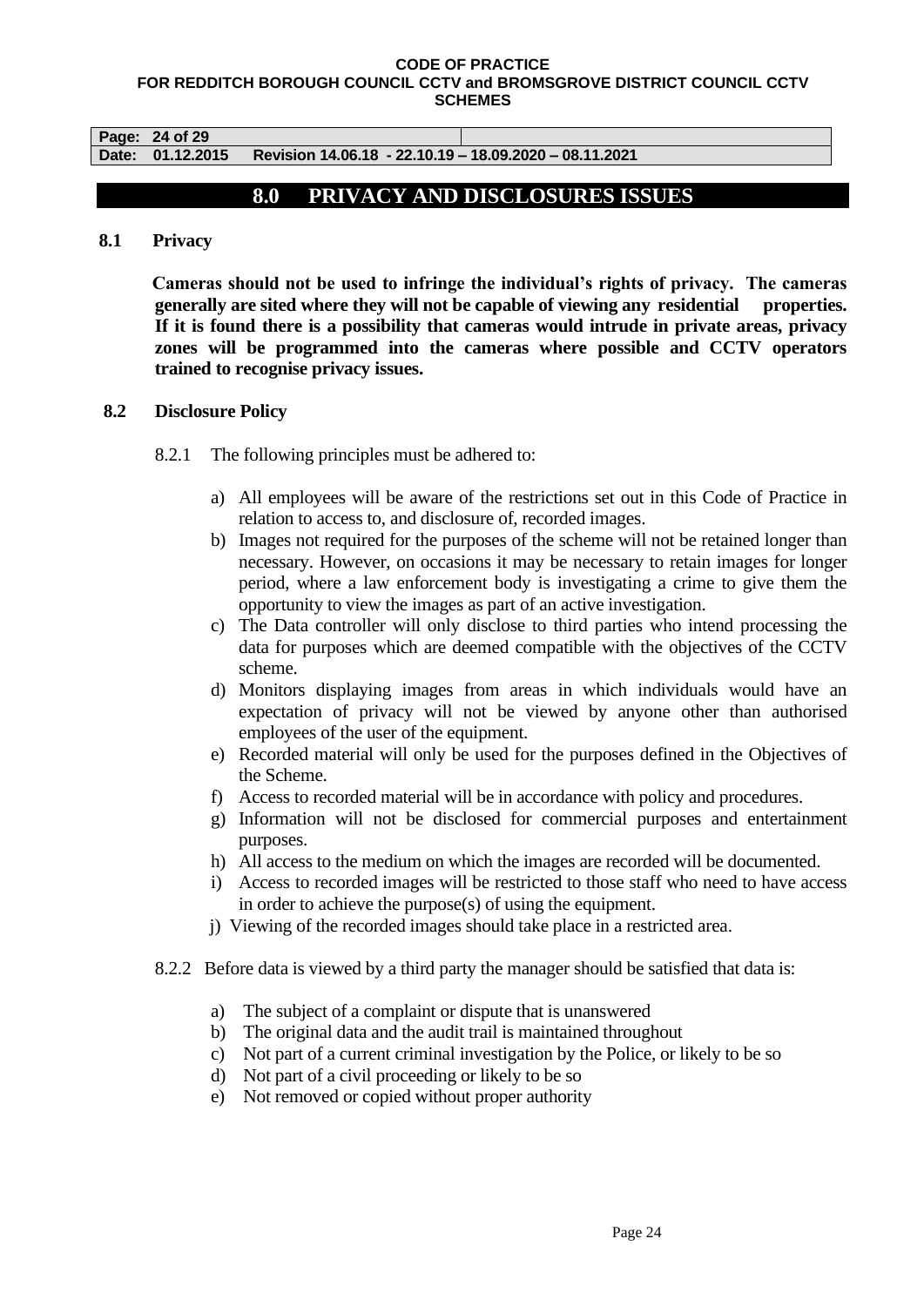## 8.0 PRIVACY AND DISCLOSURES ISSUES

### 8.1 Privacy

**Cameras should not be used to infringe the individual's rights of privacy. The cameras generally are sited where they will not be capable of viewing any residential properties. If it is found there is a possibility that cameras would intrude in private areas, privacy zones will be programmed into the cameras where possible and CCTV operators trained to recognise privacy issues.**

### 8.2 Disclosure Policy

8.2.1 The following principles must be adhered to:

a) All employees will be aware of the restrictions set out in this Code of Practice in relation to access to, and disclosure of, recorded images.
b) Images not required for the purposes of the scheme will not be retained longer than necessary. However, on occasions it may be necessary to retain images for longer period, where a law enforcement body is investigating a crime to give them the opportunity to view the images as part of an active investigation.
c) The Data controller will only disclose to third parties who intend processing the data for purposes which are deemed compatible with the objectives of the CCTV scheme.
d) Monitors displaying images from areas in which individuals would have an expectation of privacy will not be viewed by anyone other than authorised employees of the user of the equipment.
e) Recorded material will only be used for the purposes defined in the Objectives of the Scheme.
f) Access to recorded material will be in accordance with policy and procedures.
g) Information will not be disclosed for commercial purposes and entertainment purposes.
h) All access to the medium on which the images are recorded will be documented.
i) Access to recorded images will be restricted to those staff who need to have access in order to achieve the purpose(s) of using the equipment.
j) Viewing of the recorded images should take place in a restricted area.

8.2.2 Before data is viewed by a third party the manager should be satisfied that data is:

a) The subject of a complaint or dispute that is unanswered
b) The original data and the audit trail is maintained throughout
c) Not part of a current criminal investigation by the Police, or likely to be so
d) Not part of a civil proceeding or likely to be so
e) Not removed or copied without proper authority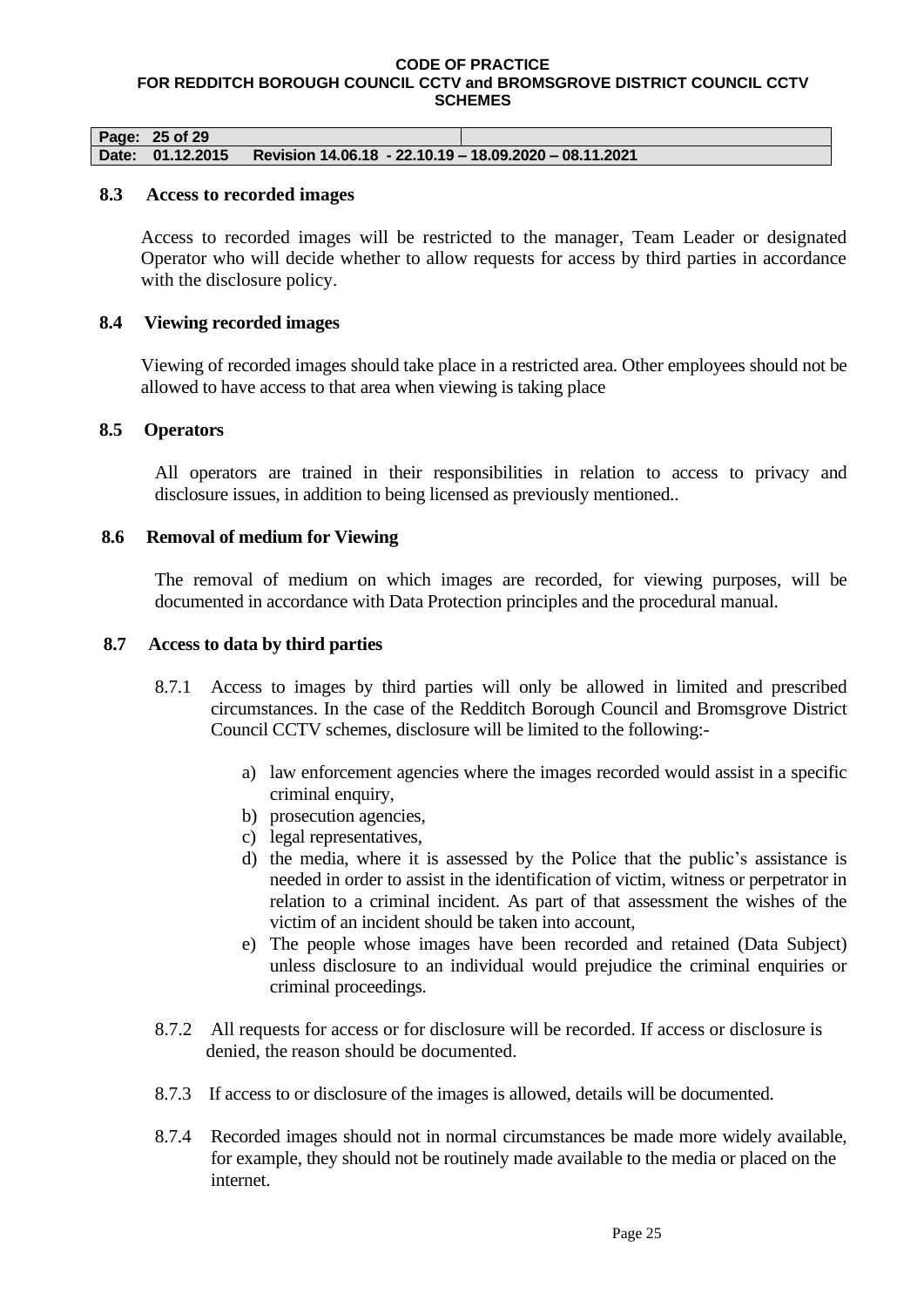### 8.3 Access to recorded images

Access to recorded images will be restricted to the manager, Team Leader or designated Operator who will decide whether to allow requests for access by third parties in accordance with the disclosure policy.

### 8.4 Viewing recorded images

Viewing of recorded images should take place in a restricted area. Other employees should not be allowed to have access to that area when viewing is taking place

### 8.5 Operators

All operators are trained in their responsibilities in relation to access to privacy and disclosure issues, in addition to being licensed as previously mentioned..

### 8.6 Removal of medium for Viewing

The removal of medium on which images are recorded, for viewing purposes, will be documented in accordance with Data Protection principles and the procedural manual.

### 8.7 Access to data by third parties

8.7.1 Access to images by third parties will only be allowed in limited and prescribed circumstances. In the case of the Redditch Borough Council and Bromsgrove District Council CCTV schemes, disclosure will be limited to the following:-

a) law enforcement agencies where the images recorded would assist in a specific criminal enquiry,
b) prosecution agencies,
c) legal representatives,
d) the media, where it is assessed by the Police that the public's assistance is needed in order to assist in the identification of victim, witness or perpetrator in relation to a criminal incident. As part of that assessment the wishes of the victim of an incident should be taken into account,
e) The people whose images have been recorded and retained (Data Subject) unless disclosure to an individual would prejudice the criminal enquiries or criminal proceedings.

8.7.2 All requests for access or for disclosure will be recorded. If access or disclosure is denied, the reason should be documented.

8.7.3 If access to or disclosure of the images is allowed, details will be documented.

8.7.4 Recorded images should not in normal circumstances be made more widely available, for example, they should not be routinely made available to the media or placed on the internet.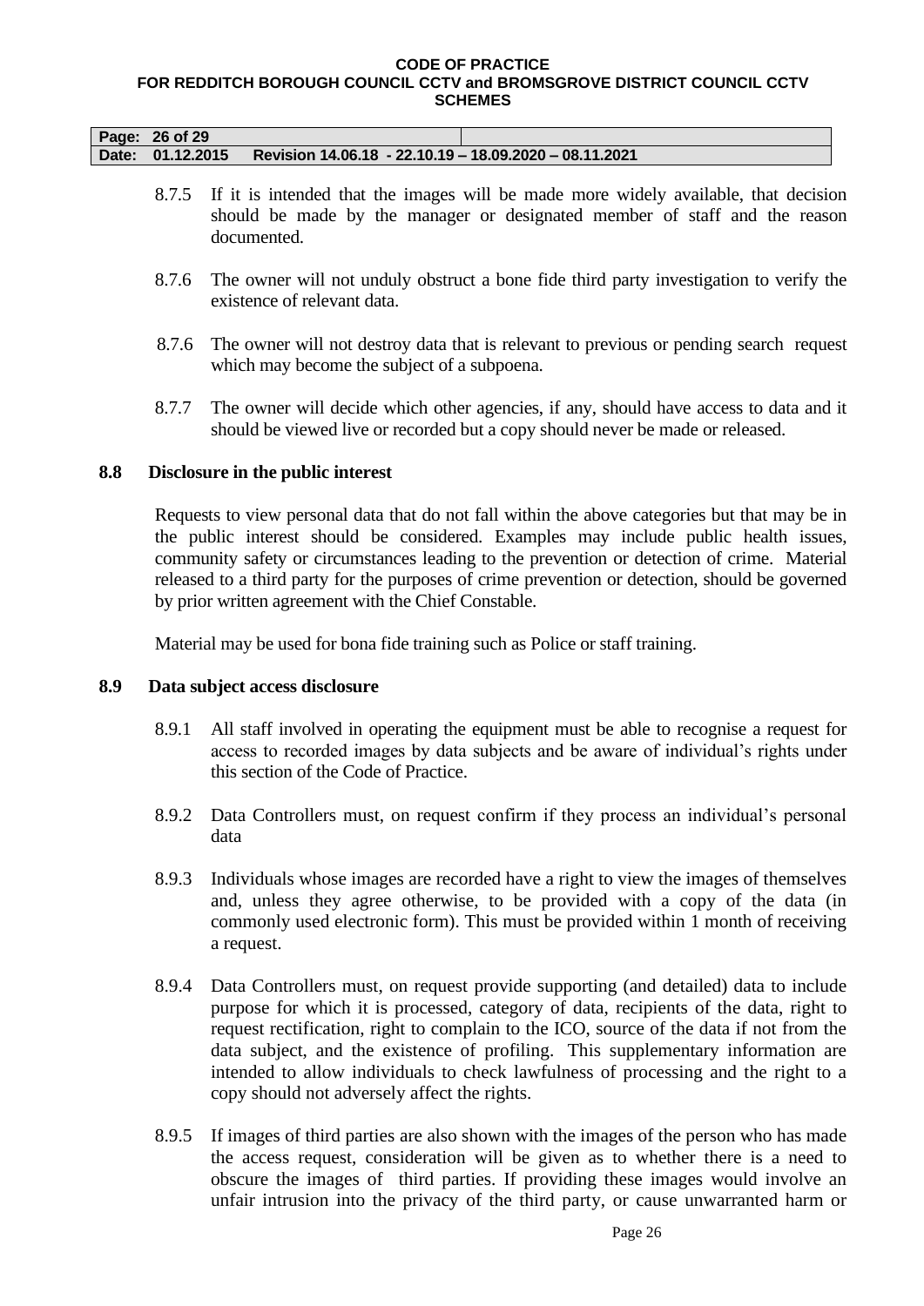8.7.5 If it is intended that the images will be made more widely available, that decision should be made by the manager or designated member of staff and the reason documented.

8.7.6 The owner will not unduly obstruct a bone fide third party investigation to verify the existence of relevant data.

8.7.6 The owner will not destroy data that is relevant to previous or pending search request which may become the subject of a subpoena.

8.7.7 The owner will decide which other agencies, if any, should have access to data and it should be viewed live or recorded but a copy should never be made or released.

### 8.8 Disclosure in the public interest

Requests to view personal data that do not fall within the above categories but that may be in the public interest should be considered. Examples may include public health issues, community safety or circumstances leading to the prevention or detection of crime. Material released to a third party for the purposes of crime prevention or detection, should be governed by prior written agreement with the Chief Constable.

Material may be used for bona fide training such as Police or staff training.

### 8.9 Data subject access disclosure

8.9.1 All staff involved in operating the equipment must be able to recognise a request for access to recorded images by data subjects and be aware of individual's rights under this section of the Code of Practice.

8.9.2 Data Controllers must, on request confirm if they process an individual's personal data

8.9.3 Individuals whose images are recorded have a right to view the images of themselves and, unless they agree otherwise, to be provided with a copy of the data (in commonly used electronic form). This must be provided within 1 month of receiving a request.

8.9.4 Data Controllers must, on request provide supporting (and detailed) data to include purpose for which it is processed, category of data, recipients of the data, right to request rectification, right to complain to the ICO, source of the data if not from the data subject, and the existence of profiling. This supplementary information are intended to allow individuals to check lawfulness of processing and the right to a copy should not adversely affect the rights.

8.9.5 If images of third parties are also shown with the images of the person who has made the access request, consideration will be given as to whether there is a need to obscure the images of third parties. If providing these images would involve an unfair intrusion into the privacy of the third party, or cause unwarranted harm or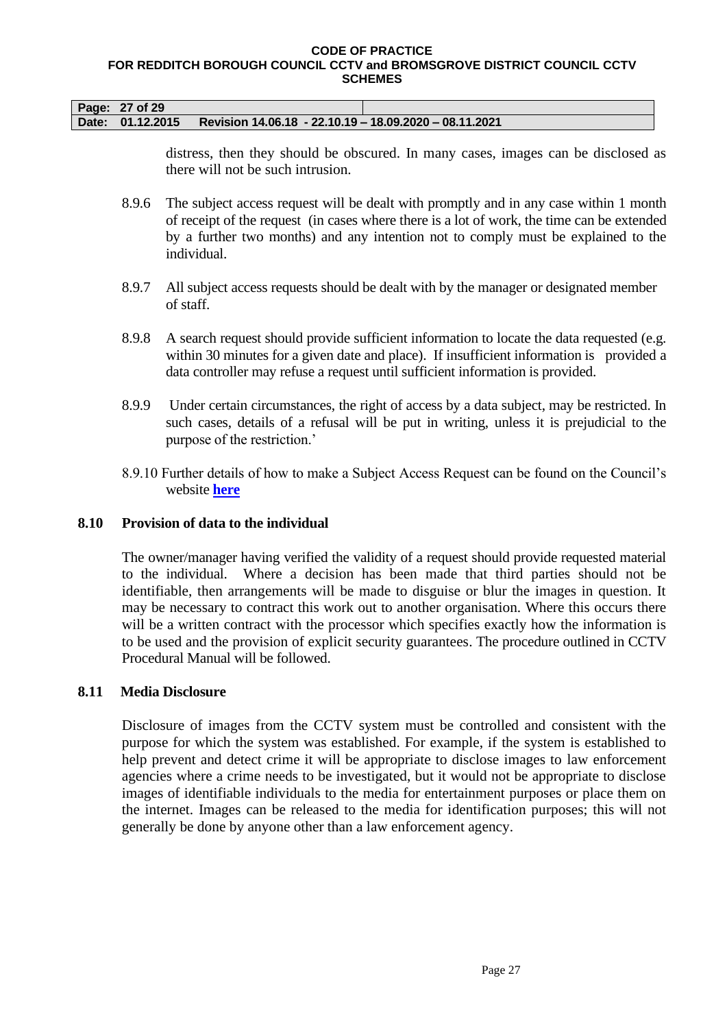distress, then they should be obscured. In many cases, images can be disclosed as there will not be such intrusion.

8.9.6 The subject access request will be dealt with promptly and in any case within 1 month of receipt of the request (in cases where there is a lot of work, the time can be extended by a further two months) and any intention not to comply must be explained to the individual.

8.9.7 All subject access requests should be dealt with by the manager or designated member of staff.

8.9.8 A search request should provide sufficient information to locate the data requested (e.g. within 30 minutes for a given date and place). If insufficient information is provided a data controller may refuse a request until sufficient information is provided.

8.9.9 Under certain circumstances, the right of access by a data subject, may be restricted. In such cases, details of a refusal will be put in writing, unless it is prejudicial to the purpose of the restriction.'

8.9.10 Further details of how to make a Subject Access Request can be found on the Council's website **here**

## 8.10 Provision of data to the individual

The owner/manager having verified the validity of a request should provide requested material to the individual. Where a decision has been made that third parties should not be identifiable, then arrangements will be made to disguise or blur the images in question. It may be necessary to contract this work out to another organisation. Where this occurs there will be a written contract with the processor which specifies exactly how the information is to be used and the provision of explicit security guarantees. The procedure outlined in CCTV Procedural Manual will be followed.

## 8.11 Media Disclosure

Disclosure of images from the CCTV system must be controlled and consistent with the purpose for which the system was established. For example, if the system is established to help prevent and detect crime it will be appropriate to disclose images to law enforcement agencies where a crime needs to be investigated, but it would not be appropriate to disclose images of identifiable individuals to the media for entertainment purposes or place them on the internet. Images can be released to the media for identification purposes; this will not generally be done by anyone other than a law enforcement agency.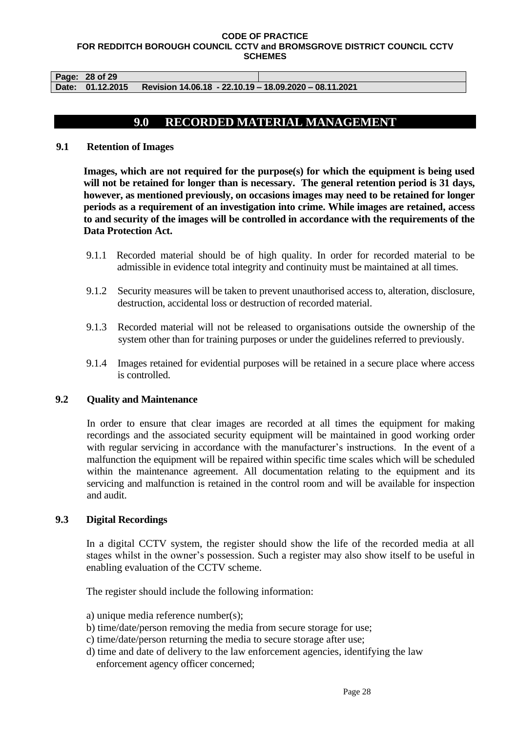## 9.0 RECORDED MATERIAL MANAGEMENT

### 9.1 Retention of Images

**Images, which are not required for the purpose(s) for which the equipment is being used will not be retained for longer than is necessary. The general retention period is 31 days, however, as mentioned previously, on occasions images may need to be retained for longer periods as a requirement of an investigation into crime. While images are retained, access to and security of the images will be controlled in accordance with the requirements of the Data Protection Act.**

9.1.1 Recorded material should be of high quality. In order for recorded material to be admissible in evidence total integrity and continuity must be maintained at all times.

9.1.2 Security measures will be taken to prevent unauthorised access to, alteration, disclosure, destruction, accidental loss or destruction of recorded material.

9.1.3 Recorded material will not be released to organisations outside the ownership of the system other than for training purposes or under the guidelines referred to previously.

9.1.4 Images retained for evidential purposes will be retained in a secure place where access is controlled.

### 9.2 Quality and Maintenance

In order to ensure that clear images are recorded at all times the equipment for making recordings and the associated security equipment will be maintained in good working order with regular servicing in accordance with the manufacturer's instructions. In the event of a malfunction the equipment will be repaired within specific time scales which will be scheduled within the maintenance agreement. All documentation relating to the equipment and its servicing and malfunction is retained in the control room and will be available for inspection and audit.

### 9.3 Digital Recordings

In a digital CCTV system, the register should show the life of the recorded media at all stages whilst in the owner's possession. Such a register may also show itself to be useful in enabling evaluation of the CCTV scheme.

The register should include the following information:

a) unique media reference number(s);
b) time/date/person removing the media from secure storage for use;
c) time/date/person returning the media to secure storage after use;
d) time and date of delivery to the law enforcement agencies, identifying the law enforcement agency officer concerned;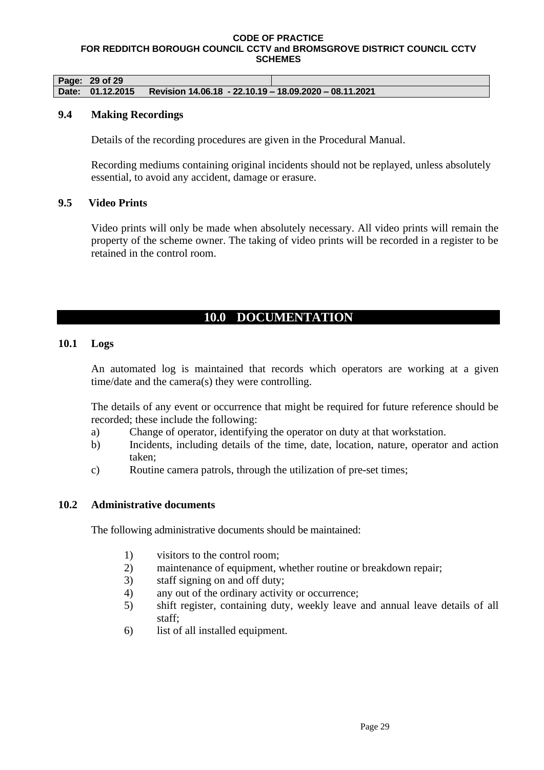### 9.4 Making Recordings

Details of the recording procedures are given in the Procedural Manual.

Recording mediums containing original incidents should not be replayed, unless absolutely essential, to avoid any accident, damage or erasure.

### 9.5 Video Prints

Video prints will only be made when absolutely necessary. All video prints will remain the property of the scheme owner. The taking of video prints will be recorded in a register to be retained in the control room.

## 10.0 DOCUMENTATION

### 10.1 Logs

An automated log is maintained that records which operators are working at a given time/date and the camera(s) they were controlling.

The details of any event or occurrence that might be required for future reference should be recorded; these include the following:

a) Change of operator, identifying the operator on duty at that workstation.
b) Incidents, including details of the time, date, location, nature, operator and action taken;
c) Routine camera patrols, through the utilization of pre-set times;

### 10.2 Administrative documents

The following administrative documents should be maintained:

1) visitors to the control room;
2) maintenance of equipment, whether routine or breakdown repair;
3) staff signing on and off duty;
4) any out of the ordinary activity or occurrence;
5) shift register, containing duty, weekly leave and annual leave details of all staff;
6) list of all installed equipment.